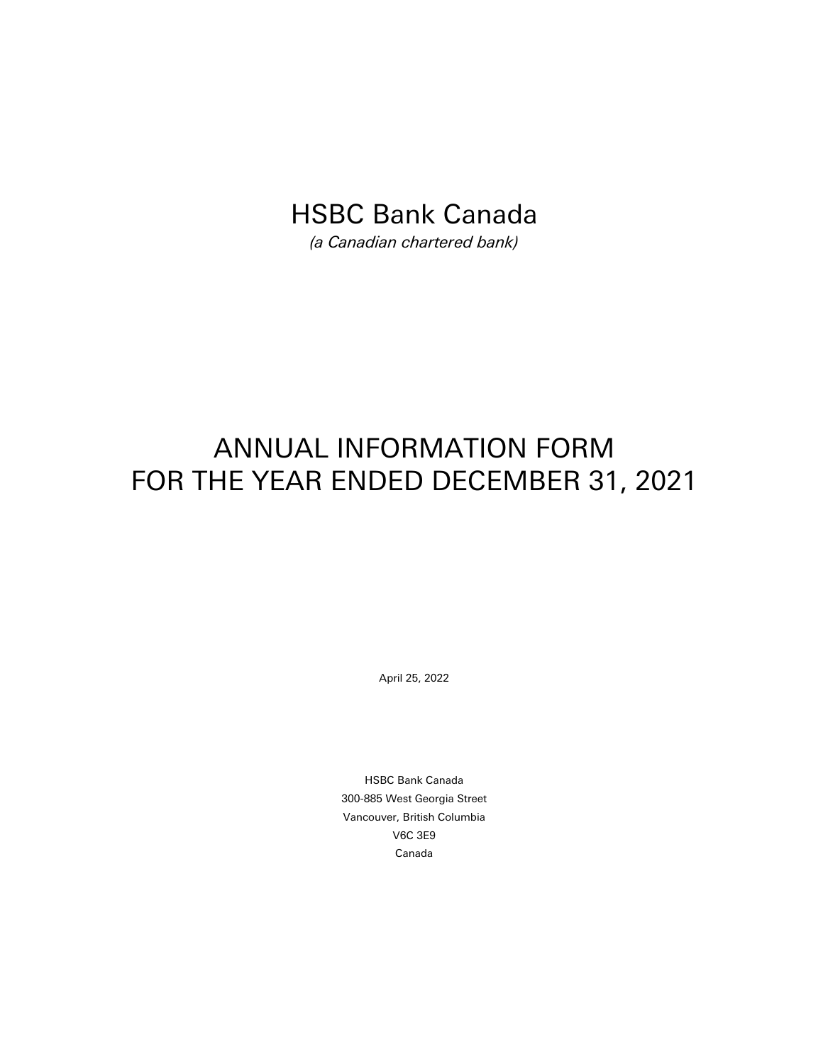# HSBC Bank Canada

*(a Canadian chartered bank)*

# ANNUAL INFORMATION FORM
# FOR THE YEAR ENDED DECEMBER 31, 2021

April 25, 2022

HSBC Bank Canada
300-885 West Georgia Street
Vancouver, British Columbia
V6C 3E9
Canada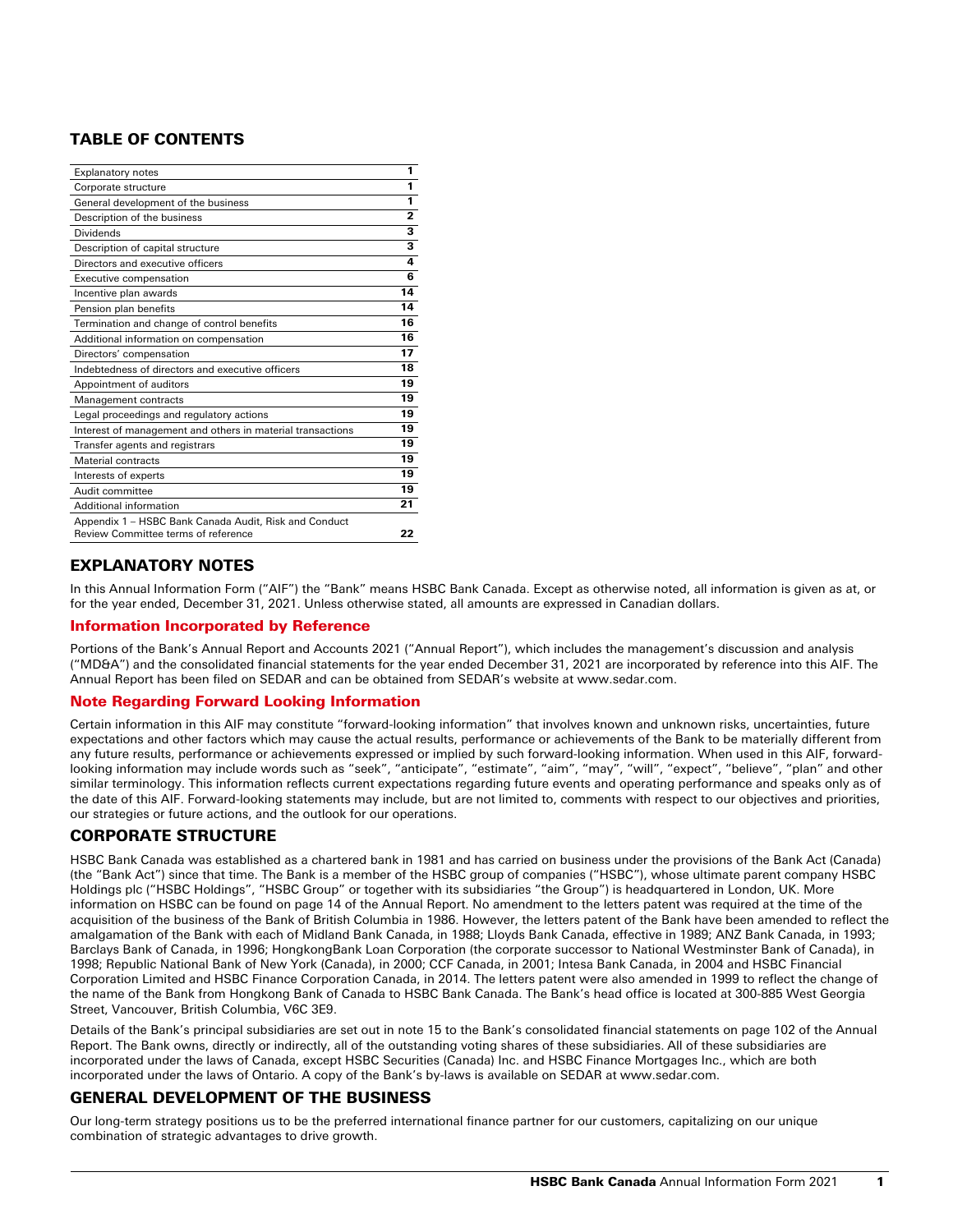## TABLE OF CONTENTS

| | |
|---|---|
| Explanatory notes | 1 |
| Corporate structure | 1 |
| General development of the business | 1 |
| Description of the business | 2 |
| Dividends | 3 |
| Description of capital structure | 3 |
| Directors and executive officers | 4 |
| Executive compensation | 6 |
| Incentive plan awards | 14 |
| Pension plan benefits | 14 |
| Termination and change of control benefits | 16 |
| Additional information on compensation | 16 |
| Directors' compensation | 17 |
| Indebtedness of directors and executive officers | 18 |
| Appointment of auditors | 19 |
| Management contracts | 19 |
| Legal proceedings and regulatory actions | 19 |
| Interest of management and others in material transactions | 19 |
| Transfer agents and registrars | 19 |
| Material contracts | 19 |
| Interests of experts | 19 |
| Audit committee | 19 |
| Additional information | 21 |
| Appendix 1 – HSBC Bank Canada Audit, Risk and Conduct Review Committee terms of reference | 22 |

## EXPLANATORY NOTES

In this Annual Information Form ("AIF") the "Bank" means HSBC Bank Canada. Except as otherwise noted, all information is given as at, or for the year ended, December 31, 2021. Unless otherwise stated, all amounts are expressed in Canadian dollars.

### Information Incorporated by Reference

Portions of the Bank's Annual Report and Accounts 2021 ("Annual Report"), which includes the management's discussion and analysis ("MD&A") and the consolidated financial statements for the year ended December 31, 2021 are incorporated by reference into this AIF. The Annual Report has been filed on SEDAR and can be obtained from SEDAR's website at www.sedar.com.

### Note Regarding Forward Looking Information

Certain information in this AIF may constitute "forward-looking information" that involves known and unknown risks, uncertainties, future expectations and other factors which may cause the actual results, performance or achievements of the Bank to be materially different from any future results, performance or achievements expressed or implied by such forward-looking information. When used in this AIF, forward-looking information may include words such as "seek", "anticipate", "estimate", "aim", "may", "will", "expect", "believe", "plan" and other similar terminology. This information reflects current expectations regarding future events and operating performance and speaks only as of the date of this AIF. Forward-looking statements may include, but are not limited to, comments with respect to our objectives and priorities, our strategies or future actions, and the outlook for our operations.

## CORPORATE STRUCTURE

HSBC Bank Canada was established as a chartered bank in 1981 and has carried on business under the provisions of the Bank Act (Canada) (the "Bank Act") since that time. The Bank is a member of the HSBC group of companies ("HSBC"), whose ultimate parent company HSBC Holdings plc ("HSBC Holdings", "HSBC Group" or together with its subsidiaries "the Group") is headquartered in London, UK. More information on HSBC can be found on page 14 of the Annual Report. No amendment to the letters patent was required at the time of the acquisition of the business of the Bank of British Columbia in 1986. However, the letters patent of the Bank have been amended to reflect the amalgamation of the Bank with each of Midland Bank Canada, in 1988; Lloyds Bank Canada, effective in 1989; ANZ Bank Canada, in 1993; Barclays Bank of Canada, in 1996; HongkongBank Loan Corporation (the corporate successor to National Westminster Bank of Canada), in 1998; Republic National Bank of New York (Canada), in 2000; CCF Canada, in 2001; Intesa Bank Canada, in 2004 and HSBC Financial Corporation Limited and HSBC Finance Corporation Canada, in 2014. The letters patent were also amended in 1999 to reflect the change of the name of the Bank from Hongkong Bank of Canada to HSBC Bank Canada. The Bank's head office is located at 300-885 West Georgia Street, Vancouver, British Columbia, V6C 3E9.

Details of the Bank's principal subsidiaries are set out in note 15 to the Bank's consolidated financial statements on page 102 of the Annual Report. The Bank owns, directly or indirectly, all of the outstanding voting shares of these subsidiaries. All of these subsidiaries are incorporated under the laws of Canada, except HSBC Securities (Canada) Inc. and HSBC Finance Mortgages Inc., which are both incorporated under the laws of Ontario. A copy of the Bank's by-laws is available on SEDAR at www.sedar.com.

## GENERAL DEVELOPMENT OF THE BUSINESS

Our long-term strategy positions us to be the preferred international finance partner for our customers, capitalizing on our unique combination of strategic advantages to drive growth.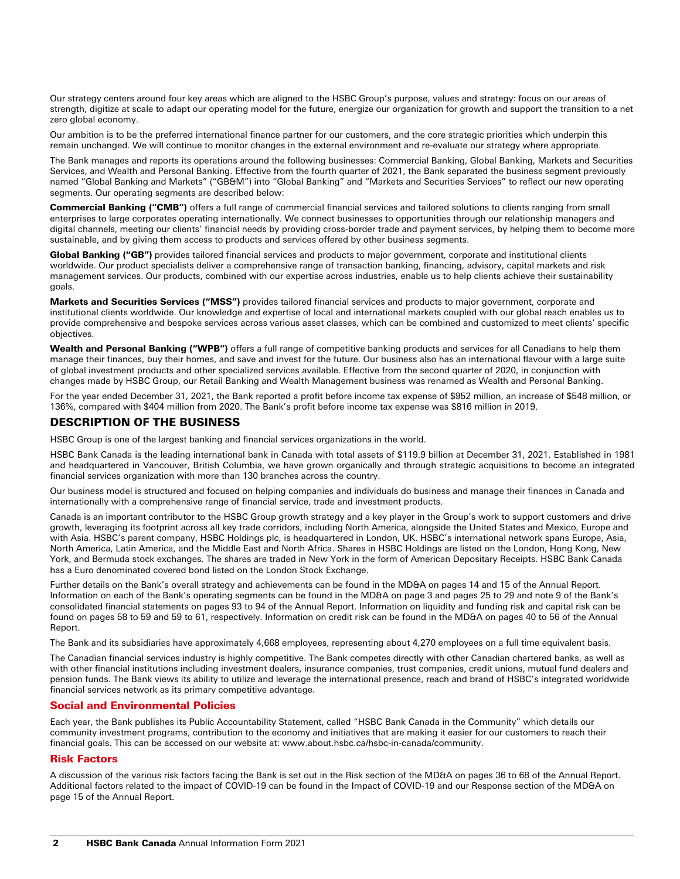Our strategy centers around four key areas which are aligned to the HSBC Group's purpose, values and strategy: focus on our areas of strength, digitize at scale to adapt our operating model for the future, energize our organization for growth and support the transition to a net zero global economy.

Our ambition is to be the preferred international finance partner for our customers, and the core strategic priorities which underpin this remain unchanged. We will continue to monitor changes in the external environment and re-evaluate our strategy where appropriate.

The Bank manages and reports its operations around the following businesses: Commercial Banking, Global Banking, Markets and Securities Services, and Wealth and Personal Banking. Effective from the fourth quarter of 2021, the Bank separated the business segment previously named "Global Banking and Markets" ("GB&M") into "Global Banking" and "Markets and Securities Services" to reflect our new operating segments. Our operating segments are described below:

**Commercial Banking ("CMB")** offers a full range of commercial financial services and tailored solutions to clients ranging from small enterprises to large corporates operating internationally. We connect businesses to opportunities through our relationship managers and digital channels, meeting our clients' financial needs by providing cross-border trade and payment services, by helping them to become more sustainable, and by giving them access to products and services offered by other business segments.

**Global Banking ("GB")** provides tailored financial services and products to major government, corporate and institutional clients worldwide. Our product specialists deliver a comprehensive range of transaction banking, financing, advisory, capital markets and risk management services. Our products, combined with our expertise across industries, enable us to help clients achieve their sustainability goals.

**Markets and Securities Services ("MSS")** provides tailored financial services and products to major government, corporate and institutional clients worldwide. Our knowledge and expertise of local and international markets coupled with our global reach enables us to provide comprehensive and bespoke services across various asset classes, which can be combined and customized to meet clients' specific objectives.

**Wealth and Personal Banking ("WPB")** offers a full range of competitive banking products and services for all Canadians to help them manage their finances, buy their homes, and save and invest for the future. Our business also has an international flavour with a large suite of global investment products and other specialized services available. Effective from the second quarter of 2020, in conjunction with changes made by HSBC Group, our Retail Banking and Wealth Management business was renamed as Wealth and Personal Banking.

For the year ended December 31, 2021, the Bank reported a profit before income tax expense of $952 million, an increase of $548 million, or 136%, compared with $404 million from 2020. The Bank's profit before income tax expense was $816 million in 2019.

## DESCRIPTION OF THE BUSINESS

HSBC Group is one of the largest banking and financial services organizations in the world.

HSBC Bank Canada is the leading international bank in Canada with total assets of $119.9 billion at December 31, 2021. Established in 1981 and headquartered in Vancouver, British Columbia, we have grown organically and through strategic acquisitions to become an integrated financial services organization with more than 130 branches across the country.

Our business model is structured and focused on helping companies and individuals do business and manage their finances in Canada and internationally with a comprehensive range of financial service, trade and investment products.

Canada is an important contributor to the HSBC Group growth strategy and a key player in the Group's work to support customers and drive growth, leveraging its footprint across all key trade corridors, including North America, alongside the United States and Mexico, Europe and with Asia. HSBC's parent company, HSBC Holdings plc, is headquartered in London, UK. HSBC's international network spans Europe, Asia, North America, Latin America, and the Middle East and North Africa. Shares in HSBC Holdings are listed on the London, Hong Kong, New York, and Bermuda stock exchanges. The shares are traded in New York in the form of American Depositary Receipts. HSBC Bank Canada has a Euro denominated covered bond listed on the London Stock Exchange.

Further details on the Bank's overall strategy and achievements can be found in the MD&A on pages 14 and 15 of the Annual Report. Information on each of the Bank's operating segments can be found in the MD&A on page 3 and pages 25 to 29 and note 9 of the Bank's consolidated financial statements on pages 93 to 94 of the Annual Report. Information on liquidity and funding risk and capital risk can be found on pages 58 to 59 and 59 to 61, respectively. Information on credit risk can be found in the MD&A on pages 40 to 56 of the Annual Report.

The Bank and its subsidiaries have approximately 4,668 employees, representing about 4,270 employees on a full time equivalent basis.

The Canadian financial services industry is highly competitive. The Bank competes directly with other Canadian chartered banks, as well as with other financial institutions including investment dealers, insurance companies, trust companies, credit unions, mutual fund dealers and pension funds. The Bank views its ability to utilize and leverage the international presence, reach and brand of HSBC's integrated worldwide financial services network as its primary competitive advantage.

### Social and Environmental Policies

Each year, the Bank publishes its Public Accountability Statement, called "HSBC Bank Canada in the Community" which details our community investment programs, contribution to the economy and initiatives that are making it easier for our customers to reach their financial goals. This can be accessed on our website at: www.about.hsbc.ca/hsbc-in-canada/community.

### Risk Factors

A discussion of the various risk factors facing the Bank is set out in the Risk section of the MD&A on pages 36 to 68 of the Annual Report. Additional factors related to the impact of COVID-19 can be found in the Impact of COVID-19 and our Response section of the MD&A on page 15 of the Annual Report.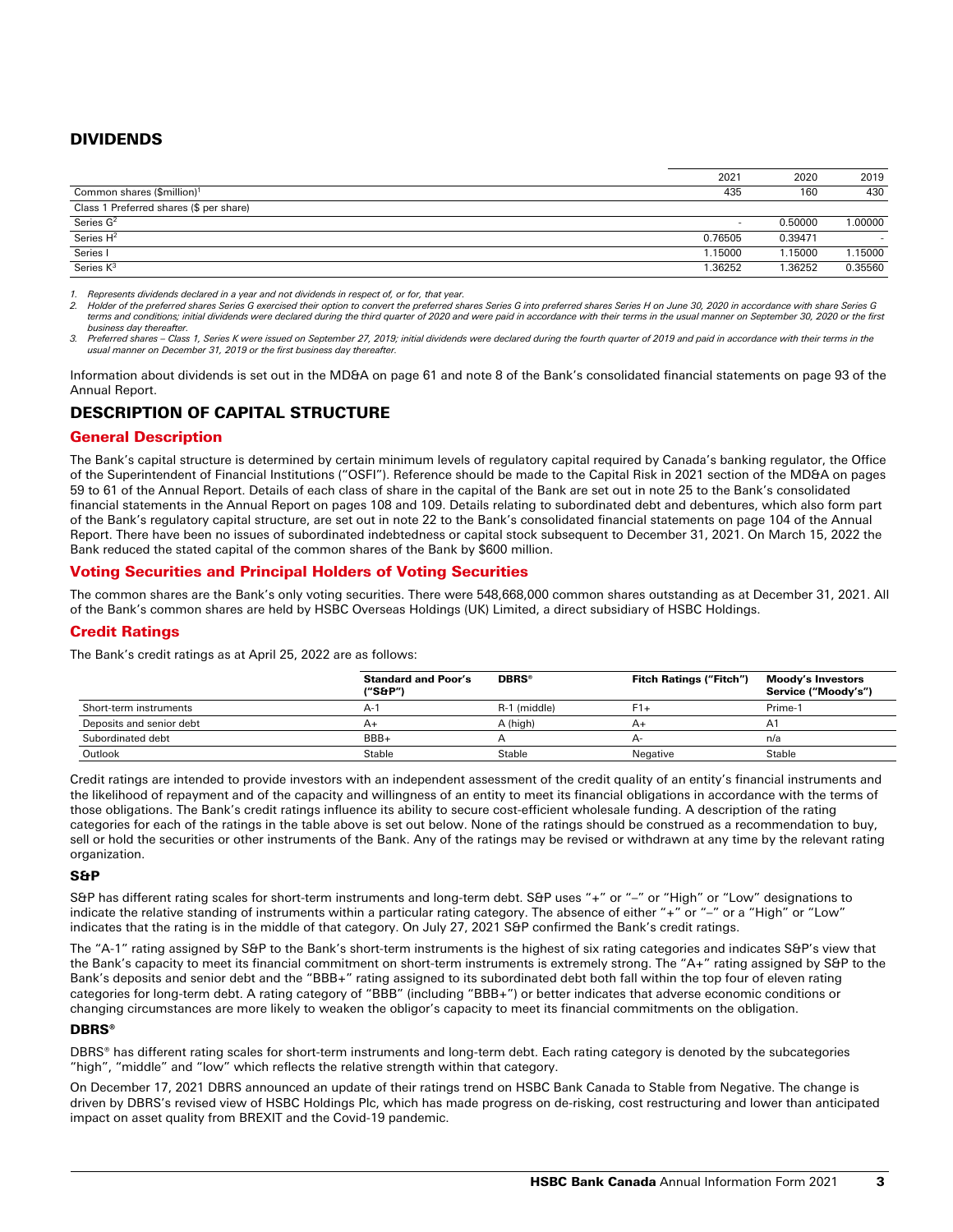## DIVIDENDS

| | 2021 | 2020 | 2019 |
|---|---|---|---|
| Common shares ($million)[1] | 435 | 160 | 430 |
| Class 1 Preferred shares ($ per share) | | | |
| Series G[2] | - | 0.50000 | 1.00000 |
| Series H[2] | 0.76505 | 0.39471 | - |
| Series I | 1.15000 | 1.15000 | 1.15000 |
| Series K[3] | 1.36252 | 1.36252 | 0.35560 |

*1. Represents dividends declared in a year and not dividends in respect of, or for, that year.*

*2. Holder of the preferred shares Series G exercised their option to convert the preferred shares Series G into preferred shares Series H on June 30, 2020 in accordance with share Series G terms and conditions; initial dividends were declared during the third quarter of 2020 and were paid in accordance with their terms in the usual manner on September 30, 2020 or the first business day thereafter.*

*3. Preferred shares – Class 1, Series K were issued on September 27, 2019; initial dividends were declared during the fourth quarter of 2019 and paid in accordance with their terms in the usual manner on December 31, 2019 or the first business day thereafter.*

Information about dividends is set out in the MD&A on page 61 and note 8 of the Bank's consolidated financial statements on page 93 of the Annual Report.

## DESCRIPTION OF CAPITAL STRUCTURE

### General Description

The Bank's capital structure is determined by certain minimum levels of regulatory capital required by Canada's banking regulator, the Office of the Superintendent of Financial Institutions ("OSFI"). Reference should be made to the Capital Risk in 2021 section of the MD&A on pages 59 to 61 of the Annual Report. Details of each class of share in the capital of the Bank are set out in note 25 to the Bank's consolidated financial statements in the Annual Report on pages 108 and 109. Details relating to subordinated debt and debentures, which also form part of the Bank's regulatory capital structure, are set out in note 22 to the Bank's consolidated financial statements on page 104 of the Annual Report. There have been no issues of subordinated indebtedness or capital stock subsequent to December 31, 2021. On March 15, 2022 the Bank reduced the stated capital of the common shares of the Bank by $600 million.

### Voting Securities and Principal Holders of Voting Securities

The common shares are the Bank's only voting securities. There were 548,668,000 common shares outstanding as at December 31, 2021. All of the Bank's common shares are held by HSBC Overseas Holdings (UK) Limited, a direct subsidiary of HSBC Holdings.

### Credit Ratings

The Bank's credit ratings as at April 25, 2022 are as follows:

| | Standard and Poor's ("S&P") | DBRS® | Fitch Ratings ("Fitch") | Moody's Investors Service ("Moody's") |
|---|---|---|---|---|
| Short-term instruments | A-1 | R-1 (middle) | F1+ | Prime-1 |
| Deposits and senior debt | A+ | A (high) | A+ | A1 |
| Subordinated debt | BBB+ | A | A- | n/a |
| Outlook | Stable | Stable | Negative | Stable |

Credit ratings are intended to provide investors with an independent assessment of the credit quality of an entity's financial instruments and the likelihood of repayment and of the capacity and willingness of an entity to meet its financial obligations in accordance with the terms of those obligations. The Bank's credit ratings influence its ability to secure cost-efficient wholesale funding. A description of the rating categories for each of the ratings in the table above is set out below. None of the ratings should be construed as a recommendation to buy, sell or hold the securities or other instruments of the Bank. Any of the ratings may be revised or withdrawn at any time by the relevant rating organization.

#### S&P

S&P has different rating scales for short-term instruments and long-term debt. S&P uses "+" or "–" or "High" or "Low" designations to indicate the relative standing of instruments within a particular rating category. The absence of either "+" or "–" or a "High" or "Low" indicates that the rating is in the middle of that category. On July 27, 2021 S&P confirmed the Bank's credit ratings.

The "A-1" rating assigned by S&P to the Bank's short-term instruments is the highest of six rating categories and indicates S&P's view that the Bank's capacity to meet its financial commitment on short-term instruments is extremely strong. The "A+" rating assigned by S&P to the Bank's deposits and senior debt and the "BBB+" rating assigned to its subordinated debt both fall within the top four of eleven rating categories for long-term debt. A rating category of "BBB" (including "BBB+") or better indicates that adverse economic conditions or changing circumstances are more likely to weaken the obligor's capacity to meet its financial commitments on the obligation.

#### DBRS®

DBRS® has different rating scales for short-term instruments and long-term debt. Each rating category is denoted by the subcategories "high", "middle" and "low" which reflects the relative strength within that category.

On December 17, 2021 DBRS announced an update of their ratings trend on HSBC Bank Canada to Stable from Negative. The change is driven by DBRS's revised view of HSBC Holdings Plc, which has made progress on de-risking, cost restructuring and lower than anticipated impact on asset quality from BREXIT and the Covid-19 pandemic.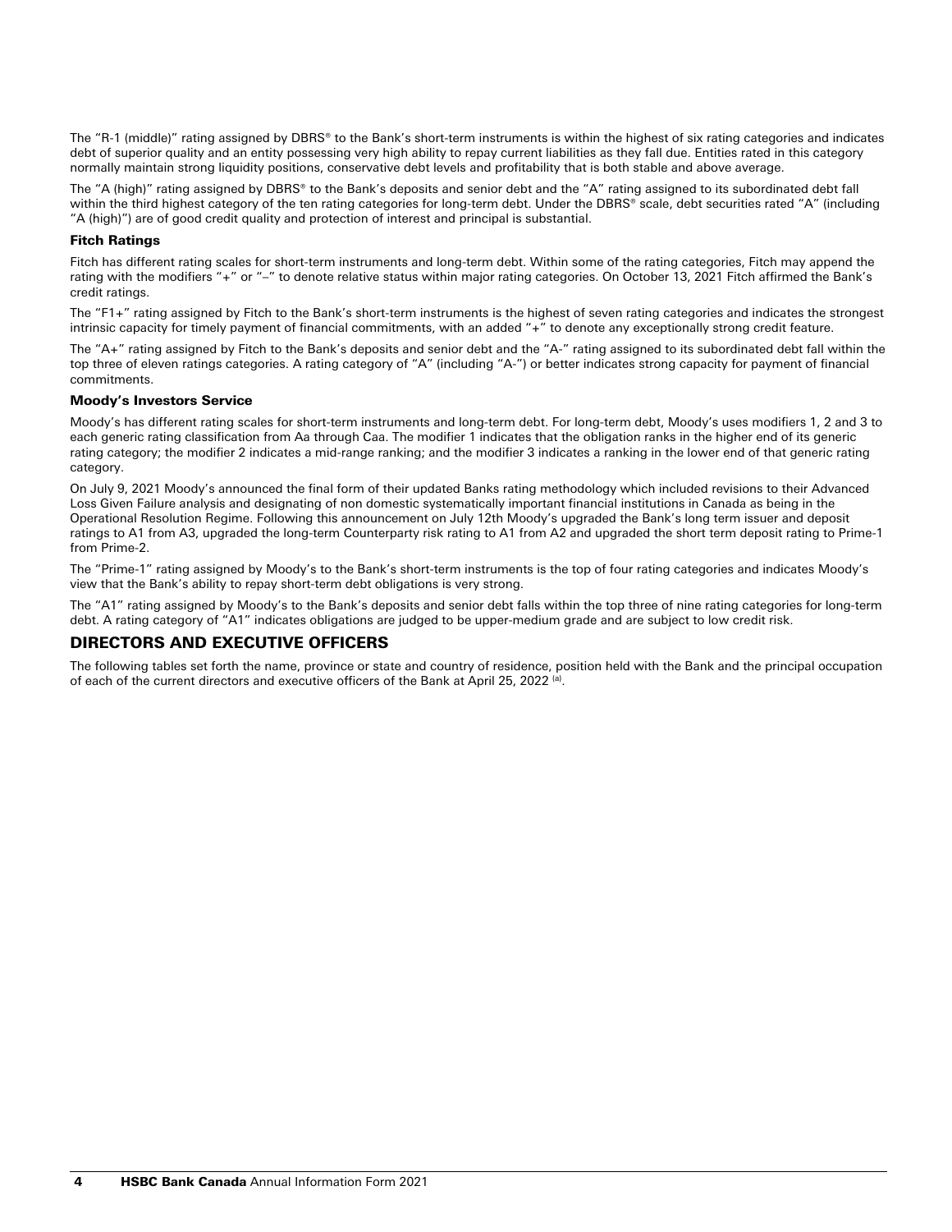The "R-1 (middle)" rating assigned by DBRS® to the Bank's short-term instruments is within the highest of six rating categories and indicates debt of superior quality and an entity possessing very high ability to repay current liabilities as they fall due. Entities rated in this category normally maintain strong liquidity positions, conservative debt levels and profitability that is both stable and above average.

The "A (high)" rating assigned by DBRS® to the Bank's deposits and senior debt and the "A" rating assigned to its subordinated debt fall within the third highest category of the ten rating categories for long-term debt. Under the DBRS® scale, debt securities rated "A" (including "A (high)") are of good credit quality and protection of interest and principal is substantial.

### Fitch Ratings

Fitch has different rating scales for short-term instruments and long-term debt. Within some of the rating categories, Fitch may append the rating with the modifiers "+" or "–" to denote relative status within major rating categories. On October 13, 2021 Fitch affirmed the Bank's credit ratings.

The "F1+" rating assigned by Fitch to the Bank's short-term instruments is the highest of seven rating categories and indicates the strongest intrinsic capacity for timely payment of financial commitments, with an added "+" to denote any exceptionally strong credit feature.

The "A+" rating assigned by Fitch to the Bank's deposits and senior debt and the "A-" rating assigned to its subordinated debt fall within the top three of eleven ratings categories. A rating category of "A" (including "A-") or better indicates strong capacity for payment of financial commitments.

### Moody's Investors Service

Moody's has different rating scales for short-term instruments and long-term debt. For long-term debt, Moody's uses modifiers 1, 2 and 3 to each generic rating classification from Aa through Caa. The modifier 1 indicates that the obligation ranks in the higher end of its generic rating category; the modifier 2 indicates a mid-range ranking; and the modifier 3 indicates a ranking in the lower end of that generic rating category.

On July 9, 2021 Moody's announced the final form of their updated Banks rating methodology which included revisions to their Advanced Loss Given Failure analysis and designating of non domestic systematically important financial institutions in Canada as being in the Operational Resolution Regime. Following this announcement on July 12th Moody's upgraded the Bank's long term issuer and deposit ratings to A1 from A3, upgraded the long-term Counterparty risk rating to A1 from A2 and upgraded the short term deposit rating to Prime-1 from Prime-2.

The "Prime-1" rating assigned by Moody's to the Bank's short-term instruments is the top of four rating categories and indicates Moody's view that the Bank's ability to repay short-term debt obligations is very strong.

The "A1" rating assigned by Moody's to the Bank's deposits and senior debt falls within the top three of nine rating categories for long-term debt. A rating category of "A1" indicates obligations are judged to be upper-medium grade and are subject to low credit risk.

## DIRECTORS AND EXECUTIVE OFFICERS

The following tables set forth the name, province or state and country of residence, position held with the Bank and the principal occupation of each of the current directors and executive officers of the Bank at April 25, 2022 [a].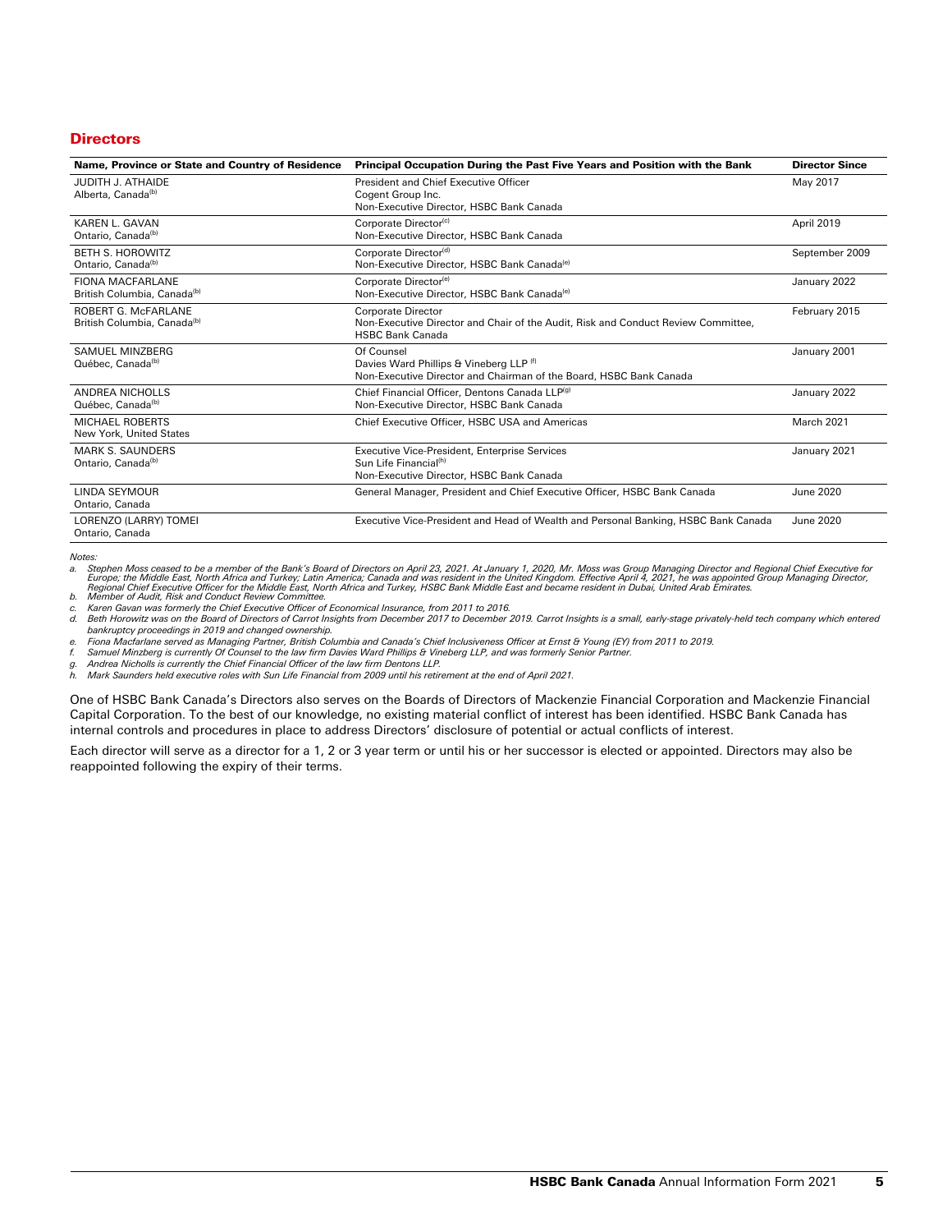## Directors

| Name, Province or State and Country of Residence | Principal Occupation During the Past Five Years and Position with the Bank | Director Since |
|---|---|---|
| JUDITH J. ATHAIDE<br>Alberta, Canada[b] | President and Chief Executive Officer<br>Cogent Group Inc.<br>Non-Executive Director, HSBC Bank Canada | May 2017 |
| KAREN L. GAVAN<br>Ontario, Canada[b] | Corporate Director[c]<br>Non-Executive Director, HSBC Bank Canada | April 2019 |
| BETH S. HOROWITZ<br>Ontario, Canada[b] | Corporate Director[d]<br>Non-Executive Director, HSBC Bank Canada[e] | September 2009 |
| FIONA MACFARLANE<br>British Columbia, Canada[b] | Corporate Director[e]<br>Non-Executive Director, HSBC Bank Canada[e] | January 2022 |
| ROBERT G. McFARLANE<br>British Columbia, Canada[b] | Corporate Director<br>Non-Executive Director and Chair of the Audit, Risk and Conduct Review Committee, HSBC Bank Canada | February 2015 |
| SAMUEL MINZBERG<br>Québec, Canada[b] | Of Counsel<br>Davies Ward Phillips & Vineberg LLP [f]<br>Non-Executive Director and Chairman of the Board, HSBC Bank Canada | January 2001 |
| ANDREA NICHOLLS<br>Québec, Canada[b] | Chief Financial Officer, Dentons Canada LLP[g]<br>Non-Executive Director, HSBC Bank Canada | January 2022 |
| MICHAEL ROBERTS<br>New York, United States | Chief Executive Officer, HSBC USA and Americas | March 2021 |
| MARK S. SAUNDERS<br>Ontario, Canada[b] | Executive Vice-President, Enterprise Services<br>Sun Life Financial[h]<br>Non-Executive Director, HSBC Bank Canada | January 2021 |
| LINDA SEYMOUR<br>Ontario, Canada | General Manager, President and Chief Executive Officer, HSBC Bank Canada | June 2020 |
| LORENZO (LARRY) TOMEI<br>Ontario, Canada | Executive Vice-President and Head of Wealth and Personal Banking, HSBC Bank Canada | June 2020 |

*Notes:*

*a. Stephen Moss ceased to be a member of the Bank's Board of Directors on April 23, 2021. At January 1, 2020, Mr. Moss was Group Managing Director and Regional Chief Executive for Europe; the Middle East, North Africa and Turkey; Latin America; Canada and was resident in the United Kingdom. Effective April 4, 2021, he was appointed Group Managing Director, Regional Chief Executive Officer for the Middle East, North Africa and Turkey, HSBC Bank Middle East and became resident in Dubai, United Arab Emirates.*
*b. Member of Audit, Risk and Conduct Review Committee.*
*c. Karen Gavan was formerly the Chief Executive Officer of Economical Insurance, from 2011 to 2016.*
*d. Beth Horowitz was on the Board of Directors of Carrot Insights from December 2017 to December 2019. Carrot Insights is a small, early-stage privately-held tech company which entered bankruptcy proceedings in 2019 and changed ownership.*
*e. Fiona Macfarlane served as Managing Partner, British Columbia and Canada's Chief Inclusiveness Officer at Ernst & Young (EY) from 2011 to 2019.*
*f. Samuel Minzberg is currently Of Counsel to the law firm Davies Ward Phillips & Vineberg LLP, and was formerly Senior Partner.*
*g. Andrea Nicholls is currently the Chief Financial Officer of the law firm Dentons LLP.*
*h. Mark Saunders held executive roles with Sun Life Financial from 2009 until his retirement at the end of April 2021.*

One of HSBC Bank Canada's Directors also serves on the Boards of Directors of Mackenzie Financial Corporation and Mackenzie Financial Capital Corporation. To the best of our knowledge, no existing material conflict of interest has been identified. HSBC Bank Canada has internal controls and procedures in place to address Directors' disclosure of potential or actual conflicts of interest.

Each director will serve as a director for a 1, 2 or 3 year term or until his or her successor is elected or appointed. Directors may also be reappointed following the expiry of their terms.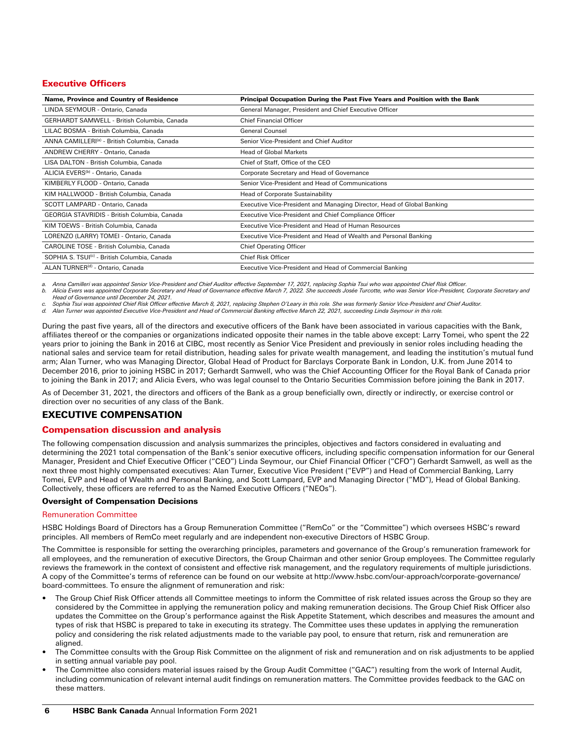## Executive Officers

| Name, Province and Country of Residence | Principal Occupation During the Past Five Years and Position with the Bank |
|---|---|
| LINDA SEYMOUR - Ontario, Canada | General Manager, President and Chief Executive Officer |
| GERHARDT SAMWELL - British Columbia, Canada | Chief Financial Officer |
| LILAC BOSMA - British Columbia, Canada | General Counsel |
| ANNA CAMILLERI[a] - British Columbia, Canada | Senior Vice-President and Chief Auditor |
| ANDREW CHERRY - Ontario, Canada | Head of Global Markets |
| LISA DALTON - British Columbia, Canada | Chief of Staff, Office of the CEO |
| ALICIA EVERS[b] - Ontario, Canada | Corporate Secretary and Head of Governance |
| KIMBERLY FLOOD - Ontario, Canada | Senior Vice-President and Head of Communications |
| KIM HALLWOOD - British Columbia, Canada | Head of Corporate Sustainability |
| SCOTT LAMPARD - Ontario, Canada | Executive Vice-President and Managing Director, Head of Global Banking |
| GEORGIA STAVRIDIS - British Columbia, Canada | Executive Vice-President and Chief Compliance Officer |
| KIM TOEWS - British Columbia, Canada | Executive Vice-President and Head of Human Resources |
| LORENZO (LARRY) TOMEI - Ontario, Canada | Executive Vice-President and Head of Wealth and Personal Banking |
| CAROLINE TOSE - British Columbia, Canada | Chief Operating Officer |
| SOPHIA S. TSUI[c] - British Columbia, Canada | Chief Risk Officer |
| ALAN TURNER[d] - Ontario, Canada | Executive Vice-President and Head of Commercial Banking |

*a. Anna Camilleri was appointed Senior Vice-President and Chief Auditor effective September 17, 2021, replacing Sophia Tsui who was appointed Chief Risk Officer.*
*b. Alicia Evers was appointed Corporate Secretary and Head of Governance effective March 7, 2022. She succeeds Josée Turcotte, who was Senior Vice-President, Corporate Secretary and Head of Governance until December 24, 2021.*
*c. Sophia Tsui was appointed Chief Risk Officer effective March 8, 2021, replacing Stephen O'Leary in this role. She was formerly Senior Vice-President and Chief Auditor.*
*d. Alan Turner was appointed Executive Vice-President and Head of Commercial Banking effective March 22, 2021, succeeding Linda Seymour in this role.*

During the past five years, all of the directors and executive officers of the Bank have been associated in various capacities with the Bank, affiliates thereof or the companies or organizations indicated opposite their names in the table above except: Larry Tomei, who spent the 22 years prior to joining the Bank in 2016 at CIBC, most recently as Senior Vice President and previously in senior roles including heading the national sales and service team for retail distribution, heading sales for private wealth management, and leading the institution's mutual fund arm; Alan Turner, who was Managing Director, Global Head of Product for Barclays Corporate Bank in London, U.K. from June 2014 to December 2016, prior to joining HSBC in 2017; Gerhardt Samwell, who was the Chief Accounting Officer for the Royal Bank of Canada prior to joining the Bank in 2017; and Alicia Evers, who was legal counsel to the Ontario Securities Commission before joining the Bank in 2017.

As of December 31, 2021, the directors and officers of the Bank as a group beneficially own, directly or indirectly, or exercise control or direction over no securities of any class of the Bank.

# EXECUTIVE COMPENSATION

## Compensation discussion and analysis

The following compensation discussion and analysis summarizes the principles, objectives and factors considered in evaluating and determining the 2021 total compensation of the Bank's senior executive officers, including specific compensation information for our General Manager, President and Chief Executive Officer ("CEO") Linda Seymour, our Chief Financial Officer ("CFO") Gerhardt Samwell, as well as the next three most highly compensated executives: Alan Turner, Executive Vice President ("EVP") and Head of Commercial Banking, Larry Tomei, EVP and Head of Wealth and Personal Banking, and Scott Lampard, EVP and Managing Director ("MD"), Head of Global Banking. Collectively, these officers are referred to as the Named Executive Officers ("NEOs").

### Oversight of Compensation Decisions

#### Remuneration Committee

HSBC Holdings Board of Directors has a Group Remuneration Committee ("RemCo" or the "Committee") which oversees HSBC's reward principles. All members of RemCo meet regularly and are independent non-executive Directors of HSBC Group.

The Committee is responsible for setting the overarching principles, parameters and governance of the Group's remuneration framework for all employees, and the remuneration of executive Directors, the Group Chairman and other senior Group employees. The Committee regularly reviews the framework in the context of consistent and effective risk management, and the regulatory requirements of multiple jurisdictions. A copy of the Committee's terms of reference can be found on our website at http://www.hsbc.com/our-approach/corporate-governance/board-committees. To ensure the alignment of remuneration and risk:

- The Group Chief Risk Officer attends all Committee meetings to inform the Committee of risk related issues across the Group so they are considered by the Committee in applying the remuneration policy and making remuneration decisions. The Group Chief Risk Officer also updates the Committee on the Group's performance against the Risk Appetite Statement, which describes and measures the amount and types of risk that HSBC is prepared to take in executing its strategy. The Committee uses these updates in applying the remuneration policy and considering the risk related adjustments made to the variable pay pool, to ensure that return, risk and remuneration are aligned.
- The Committee consults with the Group Risk Committee on the alignment of risk and remuneration and on risk adjustments to be applied in setting annual variable pay pool.
- The Committee also considers material issues raised by the Group Audit Committee ("GAC") resulting from the work of Internal Audit, including communication of relevant internal audit findings on remuneration matters. The Committee provides feedback to the GAC on these matters.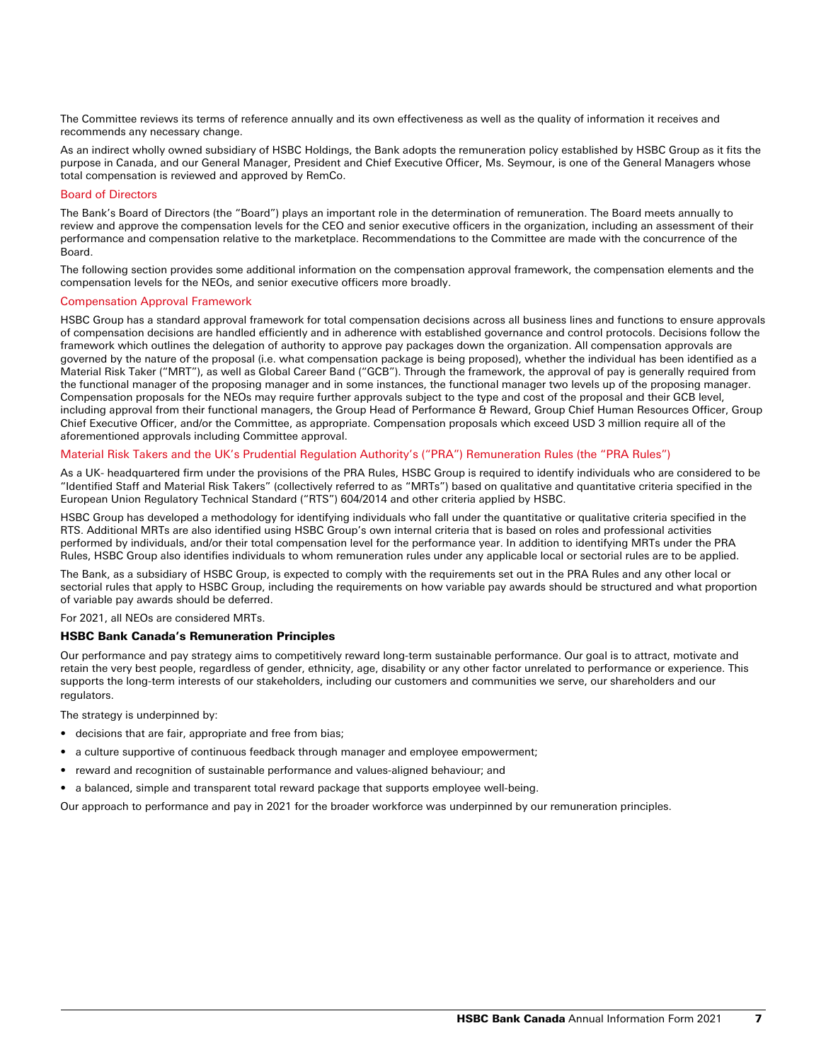The Committee reviews its terms of reference annually and its own effectiveness as well as the quality of information it receives and recommends any necessary change.

As an indirect wholly owned subsidiary of HSBC Holdings, the Bank adopts the remuneration policy established by HSBC Group as it fits the purpose in Canada, and our General Manager, President and Chief Executive Officer, Ms. Seymour, is one of the General Managers whose total compensation is reviewed and approved by RemCo.

### Board of Directors

The Bank's Board of Directors (the "Board") plays an important role in the determination of remuneration. The Board meets annually to review and approve the compensation levels for the CEO and senior executive officers in the organization, including an assessment of their performance and compensation relative to the marketplace. Recommendations to the Committee are made with the concurrence of the Board.

The following section provides some additional information on the compensation approval framework, the compensation elements and the compensation levels for the NEOs, and senior executive officers more broadly.

### Compensation Approval Framework

HSBC Group has a standard approval framework for total compensation decisions across all business lines and functions to ensure approvals of compensation decisions are handled efficiently and in adherence with established governance and control protocols. Decisions follow the framework which outlines the delegation of authority to approve pay packages down the organization. All compensation approvals are governed by the nature of the proposal (i.e. what compensation package is being proposed), whether the individual has been identified as a Material Risk Taker ("MRT"), as well as Global Career Band ("GCB"). Through the framework, the approval of pay is generally required from the functional manager of the proposing manager and in some instances, the functional manager two levels up of the proposing manager. Compensation proposals for the NEOs may require further approvals subject to the type and cost of the proposal and their GCB level, including approval from their functional managers, the Group Head of Performance & Reward, Group Chief Human Resources Officer, Group Chief Executive Officer, and/or the Committee, as appropriate. Compensation proposals which exceed USD 3 million require all of the aforementioned approvals including Committee approval.

### Material Risk Takers and the UK's Prudential Regulation Authority's ("PRA") Remuneration Rules (the "PRA Rules")

As a UK- headquartered firm under the provisions of the PRA Rules, HSBC Group is required to identify individuals who are considered to be "Identified Staff and Material Risk Takers" (collectively referred to as "MRTs") based on qualitative and quantitative criteria specified in the European Union Regulatory Technical Standard ("RTS") 604/2014 and other criteria applied by HSBC.

HSBC Group has developed a methodology for identifying individuals who fall under the quantitative or qualitative criteria specified in the RTS. Additional MRTs are also identified using HSBC Group's own internal criteria that is based on roles and professional activities performed by individuals, and/or their total compensation level for the performance year. In addition to identifying MRTs under the PRA Rules, HSBC Group also identifies individuals to whom remuneration rules under any applicable local or sectorial rules are to be applied.

The Bank, as a subsidiary of HSBC Group, is expected to comply with the requirements set out in the PRA Rules and any other local or sectorial rules that apply to HSBC Group, including the requirements on how variable pay awards should be structured and what proportion of variable pay awards should be deferred.

For 2021, all NEOs are considered MRTs.

## HSBC Bank Canada's Remuneration Principles

Our performance and pay strategy aims to competitively reward long-term sustainable performance. Our goal is to attract, motivate and retain the very best people, regardless of gender, ethnicity, age, disability or any other factor unrelated to performance or experience. This supports the long-term interests of our stakeholders, including our customers and communities we serve, our shareholders and our regulators.

The strategy is underpinned by:

- decisions that are fair, appropriate and free from bias;
- a culture supportive of continuous feedback through manager and employee empowerment;
- reward and recognition of sustainable performance and values-aligned behaviour; and
- a balanced, simple and transparent total reward package that supports employee well-being.

Our approach to performance and pay in 2021 for the broader workforce was underpinned by our remuneration principles.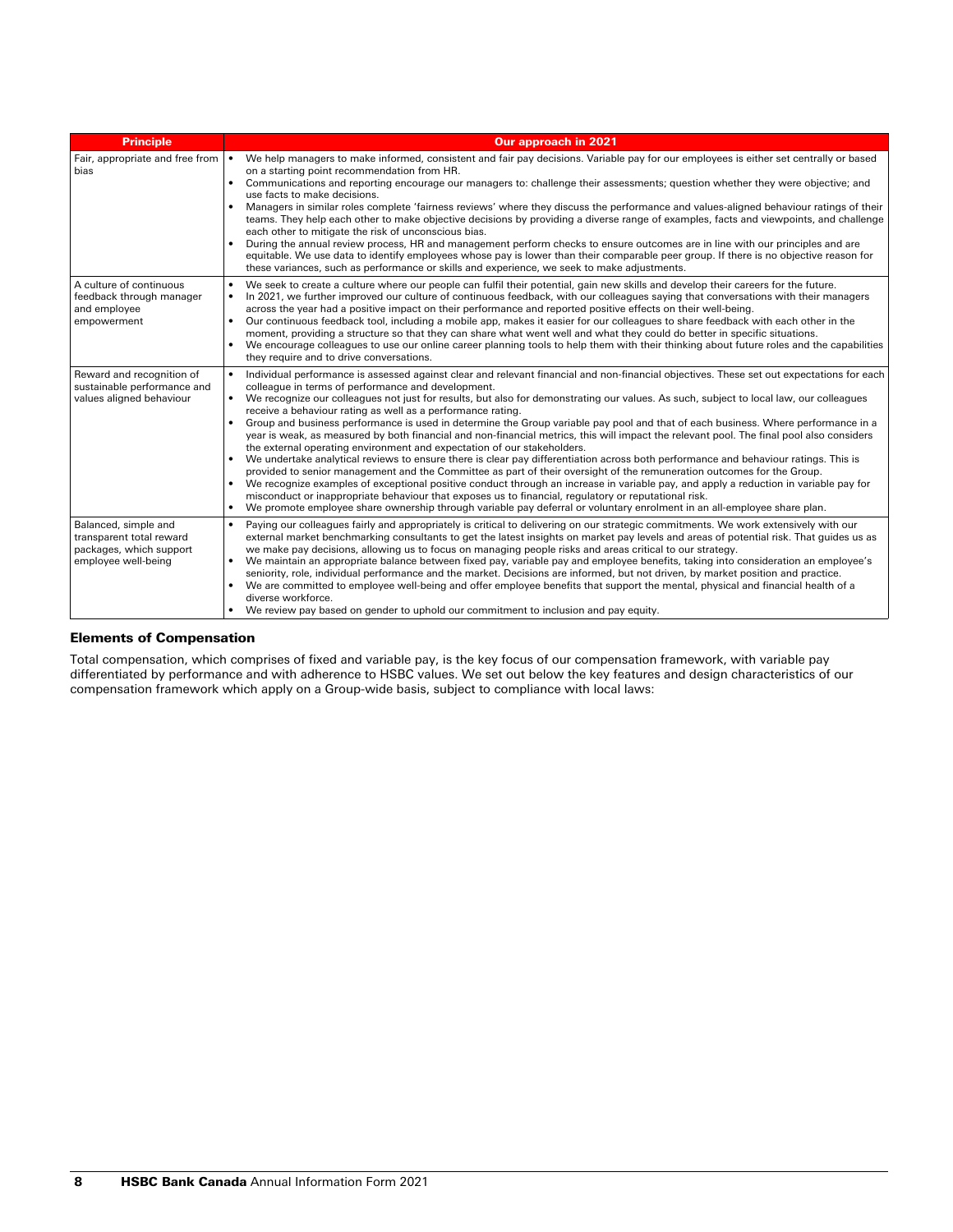| Principle | Our approach in 2021 |
|---|---|
| Fair, appropriate and free from bias | • We help managers to make informed, consistent and fair pay decisions. Variable pay for our employees is either set centrally or based on a starting point recommendation from HR.<br>• Communications and reporting encourage our managers to: challenge their assessments; question whether they were objective; and use facts to make decisions.<br>• Managers in similar roles complete 'fairness reviews' where they discuss the performance and values-aligned behaviour ratings of their teams. They help each other to make objective decisions by providing a diverse range of examples, facts and viewpoints, and challenge each other to mitigate the risk of unconscious bias.<br>• During the annual review process, HR and management perform checks to ensure outcomes are in line with our principles and are equitable. We use data to identify employees whose pay is lower than their comparable peer group. If there is no objective reason for these variances, such as performance or skills and experience, we seek to make adjustments. |
| A culture of continuous feedback through manager and employee empowerment | • We seek to create a culture where our people can fulfil their potential, gain new skills and develop their careers for the future.<br>• In 2021, we further improved our culture of continuous feedback, with our colleagues saying that conversations with their managers across the year had a positive impact on their performance and reported positive effects on their well-being.<br>• Our continuous feedback tool, including a mobile app, makes it easier for our colleagues to share feedback with each other in the moment, providing a structure so that they can share what went well and what they could do better in specific situations.<br>• We encourage colleagues to use our online career planning tools to help them with their thinking about future roles and the capabilities they require and to drive conversations. |
| Reward and recognition of sustainable performance and values aligned behaviour | • Individual performance is assessed against clear and relevant financial and non-financial objectives. These set out expectations for each colleague in terms of performance and development.<br>• We recognize our colleagues not just for results, but also for demonstrating our values. As such, subject to local law, our colleagues receive a behaviour rating as well as a performance rating.<br>• Group and business performance is used in determine the Group variable pay pool and that of each business. Where performance in a year is weak, as measured by both financial and non-financial metrics, this will impact the relevant pool. The final pool also considers the external operating environment and expectation of our stakeholders.<br>• We undertake analytical reviews to ensure there is clear pay differentiation across both performance and behaviour ratings. This is provided to senior management and the Committee as part of their oversight of the remuneration outcomes for the Group.<br>• We recognize examples of exceptional positive conduct through an increase in variable pay, and apply a reduction in variable pay for misconduct or inappropriate behaviour that exposes us to financial, regulatory or reputational risk.<br>• We promote employee share ownership through variable pay deferral or voluntary enrolment in an all-employee share plan. |
| Balanced, simple and transparent total reward packages, which support employee well-being | • Paying our colleagues fairly and appropriately is critical to delivering on our strategic commitments. We work extensively with our external market benchmarking consultants to get the latest insights on market pay levels and areas of potential risk. That guides us as we make pay decisions, allowing us to focus on managing people risks and areas critical to our strategy.<br>• We maintain an appropriate balance between fixed pay, variable pay and employee benefits, taking into consideration an employee's seniority, role, individual performance and the market. Decisions are informed, but not driven, by market position and practice.<br>• We are committed to employee well-being and offer employee benefits that support the mental, physical and financial health of a diverse workforce.<br>• We review pay based on gender to uphold our commitment to inclusion and pay equity. |

### Elements of Compensation

Total compensation, which comprises of fixed and variable pay, is the key focus of our compensation framework, with variable pay differentiated by performance and with adherence to HSBC values. We set out below the key features and design characteristics of our compensation framework which apply on a Group-wide basis, subject to compliance with local laws: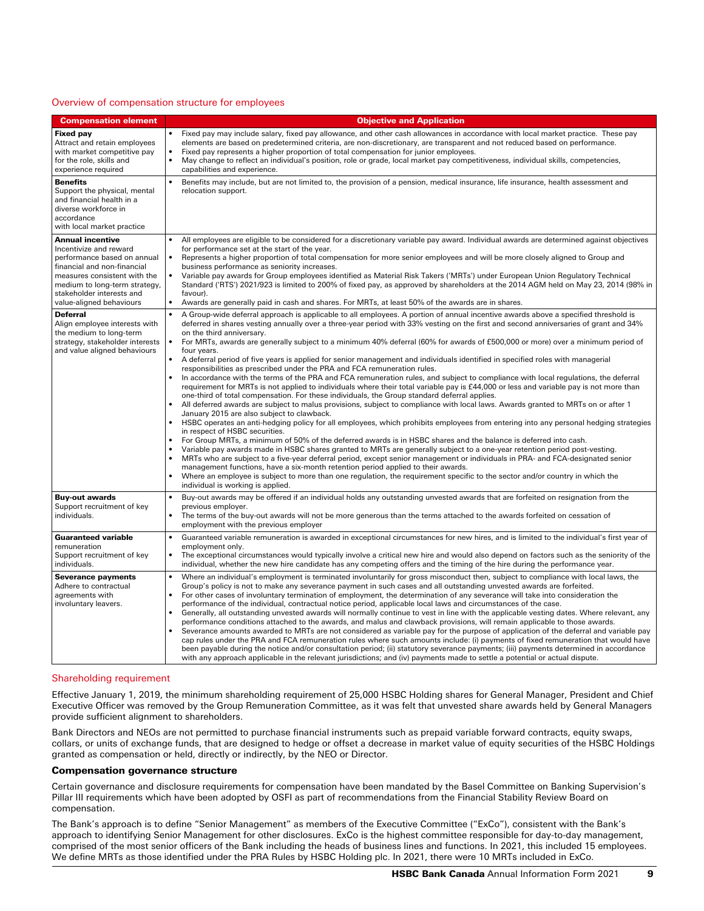## Overview of compensation structure for employees

| Compensation element | Objective and Application |
|---|---|
| **Fixed pay**<br>Attract and retain employees with market competitive pay for the role, skills and experience required | • Fixed pay may include salary, fixed pay allowance, and other cash allowances in accordance with local market practice. These pay elements are based on predetermined criteria, are non-discretionary, are transparent and not reduced based on performance.<br>• Fixed pay represents a higher proportion of total compensation for junior employees.<br>• May change to reflect an individual's position, role or grade, local market pay competitiveness, individual skills, competencies, capabilities and experience. |
| **Benefits**<br>Support the physical, mental and financial health in a diverse workforce in accordance with local market practice | • Benefits may include, but are not limited to, the provision of a pension, medical insurance, life insurance, health assessment and relocation support. |
| **Annual incentive**<br>Incentivize and reward performance based on annual financial and non-financial measures consistent with the medium to long-term strategy, stakeholder interests and value-aligned behaviours | • All employees are eligible to be considered for a discretionary variable pay award. Individual awards are determined against objectives for performance set at the start of the year.<br>• Represents a higher proportion of total compensation for more senior employees and will be more closely aligned to Group and business performance as seniority increases.<br>• Variable pay awards for Group employees identified as Material Risk Takers ('MRTs') under European Union Regulatory Technical Standard ('RTS') 2021/923 is limited to 200% of fixed pay, as approved by shareholders at the 2014 AGM held on May 23, 2014 (98% in favour).<br>• Awards are generally paid in cash and shares. For MRTs, at least 50% of the awards are in shares. |
| **Deferral**<br>Align employee interests with the medium to long-term strategy, stakeholder interests and value aligned behaviours | • A Group-wide deferral approach is applicable to all employees. A portion of annual incentive awards above a specified threshold is deferred in shares vesting annually over a three-year period with 33% vesting on the first and second anniversaries of grant and 34% on the third anniversary.<br>• For MRTs, awards are generally subject to a minimum 40% deferral (60% for awards of £500,000 or more) over a minimum period of four years.<br>• A deferral period of five years is applied for senior management and individuals identified in specified roles with managerial responsibilities as prescribed under the PRA and FCA remuneration rules.<br>• In accordance with the terms of the PRA and FCA remuneration rules, and subject to compliance with local regulations, the deferral requirement for MRTs is not applied to individuals where their total variable pay is £44,000 or less and variable pay is not more than one-third of total compensation. For these individuals, the Group standard deferral applies.<br>• All deferred awards are subject to malus provisions, subject to compliance with local laws. Awards granted to MRTs on or after 1 January 2015 are also subject to clawback.<br>• HSBC operates an anti-hedging policy for all employees, which prohibits employees from entering into any personal hedging strategies in respect of HSBC securities.<br>• For Group MRTs, a minimum of 50% of the deferred awards is in HSBC shares and the balance is deferred into cash.<br>• Variable pay awards made in HSBC shares granted to MRTs are generally subject to a one-year retention period post-vesting.<br>• MRTs who are subject to a five-year deferral period, except senior management or individuals in PRA- and FCA-designated senior management functions, have a six-month retention period applied to their awards.<br>• Where an employee is subject to more than one regulation, the requirement specific to the sector and/or country in which the individual is working is applied. |
| **Buy-out awards**<br>Support recruitment of key individuals. | • Buy-out awards may be offered if an individual holds any outstanding unvested awards that are forfeited on resignation from the previous employer.<br>• The terms of the buy-out awards will not be more generous than the terms attached to the awards forfeited on cessation of employment with the previous employer |
| **Guaranteed variable** remuneration<br>Support recruitment of key individuals. | • Guaranteed variable remuneration is awarded in exceptional circumstances for new hires, and is limited to the individual's first year of employment only.<br>• The exceptional circumstances would typically involve a critical new hire and would also depend on factors such as the seniority of the individual, whether the new hire candidate has any competing offers and the timing of the hire during the performance year. |
| **Severance payments**<br>Adhere to contractual agreements with involuntary leavers. | • Where an individual's employment is terminated involuntarily for gross misconduct then, subject to compliance with local laws, the Group's policy is not to make any severance payment in such cases and all outstanding unvested awards are forfeited.<br>• For other cases of involuntary termination of employment, the determination of any severance will take into consideration the performance of the individual, contractual notice period, applicable local laws and circumstances of the case.<br>• Generally, all outstanding unvested awards will normally continue to vest in line with the applicable vesting dates. Where relevant, any performance conditions attached to the awards, and malus and clawback provisions, will remain applicable to those awards.<br>• Severance amounts awarded to MRTs are not considered as variable pay for the purpose of application of the deferral and variable pay cap rules under the PRA and FCA remuneration rules where such amounts include: (i) payments of fixed remuneration that would have been payable during the notice and/or consultation period; (ii) statutory severance payments; (iii) payments determined in accordance with any approach applicable in the relevant jurisdictions; and (iv) payments made to settle a potential or actual dispute. |

## Shareholding requirement

Effective January 1, 2019, the minimum shareholding requirement of 25,000 HSBC Holding shares for General Manager, President and Chief Executive Officer was removed by the Group Remuneration Committee, as it was felt that unvested share awards held by General Managers provide sufficient alignment to shareholders.

Bank Directors and NEOs are not permitted to purchase financial instruments such as prepaid variable forward contracts, equity swaps, collars, or units of exchange funds, that are designed to hedge or offset a decrease in market value of equity securities of the HSBC Holdings granted as compensation or held, directly or indirectly, by the NEO or Director.

### Compensation governance structure

Certain governance and disclosure requirements for compensation have been mandated by the Basel Committee on Banking Supervision's Pillar III requirements which have been adopted by OSFI as part of recommendations from the Financial Stability Review Board on compensation.

The Bank's approach is to define "Senior Management" as members of the Executive Committee ("ExCo"), consistent with the Bank's approach to identifying Senior Management for other disclosures. ExCo is the highest committee responsible for day-to-day management, comprised of the most senior officers of the Bank including the heads of business lines and functions. In 2021, this included 15 employees. We define MRTs as those identified under the PRA Rules by HSBC Holding plc. In 2021, there were 10 MRTs included in ExCo.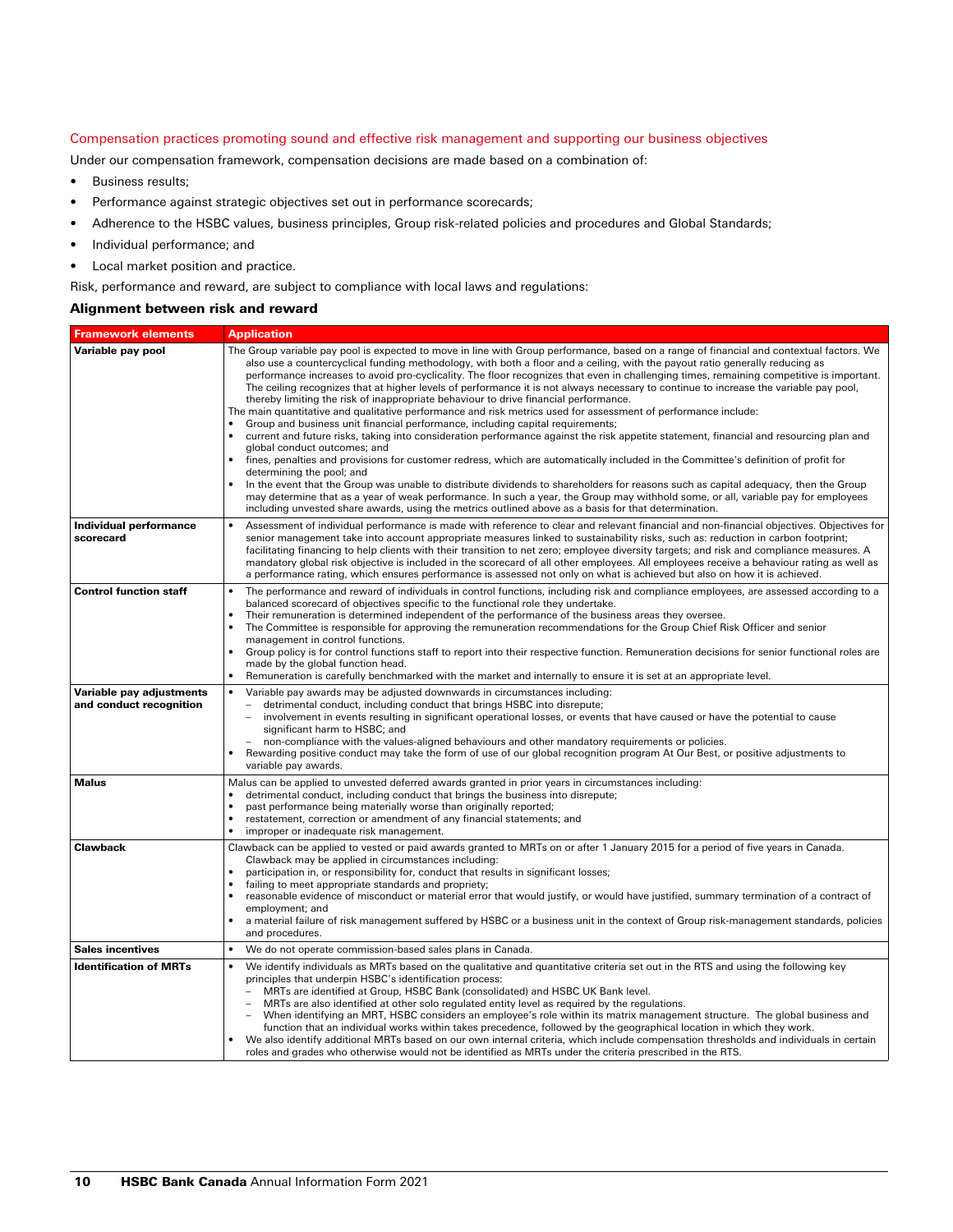## Compensation practices promoting sound and effective risk management and supporting our business objectives

Under our compensation framework, compensation decisions are made based on a combination of:

- Business results;
- Performance against strategic objectives set out in performance scorecards;
- Adherence to the HSBC values, business principles, Group risk-related policies and procedures and Global Standards;
- Individual performance; and
- Local market position and practice.

Risk, performance and reward, are subject to compliance with local laws and regulations:

### Alignment between risk and reward

| Framework elements | Application |
|---|---|
| **Variable pay pool** | The Group variable pay pool is expected to move in line with Group performance, based on a range of financial and contextual factors. We also use a countercyclical funding methodology, with both a floor and a ceiling, with the payout ratio generally reducing as performance increases to avoid pro-cyclicality. The floor recognizes that even in challenging times, remaining competitive is important. The ceiling recognizes that at higher levels of performance it is not always necessary to continue to increase the variable pay pool, thereby limiting the risk of inappropriate behaviour to drive financial performance.<br>The main quantitative and qualitative performance and risk metrics used for assessment of performance include:<br>• Group and business unit financial performance, including capital requirements;<br>• current and future risks, taking into consideration performance against the risk appetite statement, financial and resourcing plan and global conduct outcomes; and<br>• fines, penalties and provisions for customer redress, which are automatically included in the Committee's definition of profit for determining the pool; and<br>• In the event that the Group was unable to distribute dividends to shareholders for reasons such as capital adequacy, then the Group may determine that as a year of weak performance. In such a year, the Group may withhold some, or all, variable pay for employees including unvested share awards, using the metrics outlined above as a basis for that determination. |
| **Individual performance scorecard** | • Assessment of individual performance is made with reference to clear and relevant financial and non-financial objectives. Objectives for senior management take into account appropriate measures linked to sustainability risks, such as: reduction in carbon footprint; facilitating financing to help clients with their transition to net zero; employee diversity targets; and risk and compliance measures. A mandatory global risk objective is included in the scorecard of all other employees. All employees receive a behaviour rating as well as a performance rating, which ensures performance is assessed not only on what is achieved but also on how it is achieved. |
| **Control function staff** | • The performance and reward of individuals in control functions, including risk and compliance employees, are assessed according to a balanced scorecard of objectives specific to the functional role they undertake.<br>• Their remuneration is determined independent of the performance of the business areas they oversee.<br>• The Committee is responsible for approving the remuneration recommendations for the Group Chief Risk Officer and senior management in control functions.<br>• Group policy is for control functions staff to report into their respective function. Remuneration decisions for senior functional roles are made by the global function head.<br>• Remuneration is carefully benchmarked with the market and internally to ensure it is set at an appropriate level. |
| **Variable pay adjustments and conduct recognition** | • Variable pay awards may be adjusted downwards in circumstances including:<br>– detrimental conduct, including conduct that brings HSBC into disrepute;<br>– involvement in events resulting in significant operational losses, or events that have caused or have the potential to cause significant harm to HSBC; and<br>– non-compliance with the values-aligned behaviours and other mandatory requirements or policies.<br>• Rewarding positive conduct may take the form of use of our global recognition program At Our Best, or positive adjustments to variable pay awards. |
| **Malus** | Malus can be applied to unvested deferred awards granted in prior years in circumstances including:<br>• detrimental conduct, including conduct that brings the business into disrepute;<br>• past performance being materially worse than originally reported;<br>• restatement, correction or amendment of any financial statements; and<br>• improper or inadequate risk management. |
| **Clawback** | Clawback can be applied to vested or paid awards granted to MRTs on or after 1 January 2015 for a period of five years in Canada. Clawback may be applied in circumstances including:<br>• participation in, or responsibility for, conduct that results in significant losses;<br>• failing to meet appropriate standards and propriety;<br>• reasonable evidence of misconduct or material error that would justify, or would have justified, summary termination of a contract of employment; and<br>• a material failure of risk management suffered by HSBC or a business unit in the context of Group risk-management standards, policies and procedures. |
| **Sales incentives** | • We do not operate commission-based sales plans in Canada. |
| **Identification of MRTs** | • We identify individuals as MRTs based on the qualitative and quantitative criteria set out in the RTS and using the following key principles that underpin HSBC's identification process:<br>– MRTs are identified at Group, HSBC Bank (consolidated) and HSBC UK Bank level.<br>– MRTs are also identified at other solo regulated entity level as required by the regulations.<br>– When identifying an MRT, HSBC considers an employee's role within its matrix management structure. The global business and function that an individual works within takes precedence, followed by the geographical location in which they work.<br>• We also identify additional MRTs based on our own internal criteria, which include compensation thresholds and individuals in certain roles and grades who otherwise would not be identified as MRTs under the criteria prescribed in the RTS. |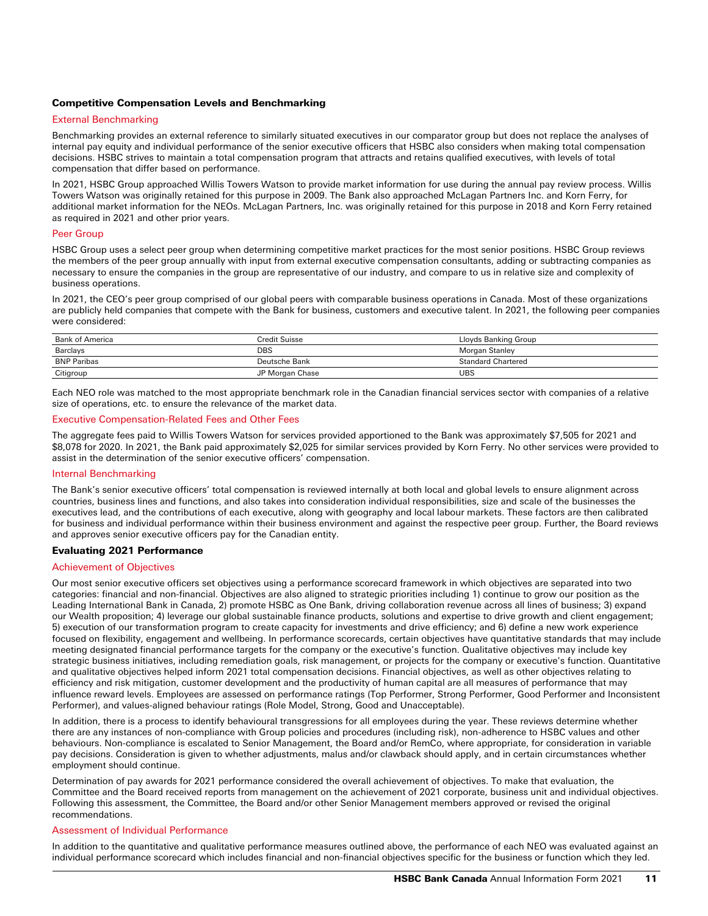## Competitive Compensation Levels and Benchmarking

### External Benchmarking

Benchmarking provides an external reference to similarly situated executives in our comparator group but does not replace the analyses of internal pay equity and individual performance of the senior executive officers that HSBC also considers when making total compensation decisions. HSBC strives to maintain a total compensation program that attracts and retains qualified executives, with levels of total compensation that differ based on performance.

In 2021, HSBC Group approached Willis Towers Watson to provide market information for use during the annual pay review process. Willis Towers Watson was originally retained for this purpose in 2009. The Bank also approached McLagan Partners Inc. and Korn Ferry, for additional market information for the NEOs. McLagan Partners, Inc. was originally retained for this purpose in 2018 and Korn Ferry retained as required in 2021 and other prior years.

### Peer Group

HSBC Group uses a select peer group when determining competitive market practices for the most senior positions. HSBC Group reviews the members of the peer group annually with input from external executive compensation consultants, adding or subtracting companies as necessary to ensure the companies in the group are representative of our industry, and compare to us in relative size and complexity of business operations.

In 2021, the CEO's peer group comprised of our global peers with comparable business operations in Canada. Most of these organizations are publicly held companies that compete with the Bank for business, customers and executive talent. In 2021, the following peer companies were considered:

| | | |
|---|---|---|
| Bank of America | Credit Suisse | Lloyds Banking Group |
| Barclays | DBS | Morgan Stanley |
| BNP Paribas | Deutsche Bank | Standard Chartered |
| Citigroup | JP Morgan Chase | UBS |

Each NEO role was matched to the most appropriate benchmark role in the Canadian financial services sector with companies of a relative size of operations, etc. to ensure the relevance of the market data.

### Executive Compensation-Related Fees and Other Fees

The aggregate fees paid to Willis Towers Watson for services provided apportioned to the Bank was approximately $7,505 for 2021 and $8,078 for 2020. In 2021, the Bank paid approximately $2,025 for similar services provided by Korn Ferry. No other services were provided to assist in the determination of the senior executive officers' compensation.

### Internal Benchmarking

The Bank's senior executive officers' total compensation is reviewed internally at both local and global levels to ensure alignment across countries, business lines and functions, and also takes into consideration individual responsibilities, size and scale of the businesses the executives lead, and the contributions of each executive, along with geography and local labour markets. These factors are then calibrated for business and individual performance within their business environment and against the respective peer group. Further, the Board reviews and approves senior executive officers pay for the Canadian entity.

## Evaluating 2021 Performance

### Achievement of Objectives

Our most senior executive officers set objectives using a performance scorecard framework in which objectives are separated into two categories: financial and non-financial. Objectives are also aligned to strategic priorities including 1) continue to grow our position as the Leading International Bank in Canada, 2) promote HSBC as One Bank, driving collaboration revenue across all lines of business; 3) expand our Wealth proposition; 4) leverage our global sustainable finance products, solutions and expertise to drive growth and client engagement; 5) execution of our transformation program to create capacity for investments and drive efficiency; and 6) define a new work experience focused on flexibility, engagement and wellbeing. In performance scorecards, certain objectives have quantitative standards that may include meeting designated financial performance targets for the company or the executive's function. Qualitative objectives may include key strategic business initiatives, including remediation goals, risk management, or projects for the company or executive's function. Quantitative and qualitative objectives helped inform 2021 total compensation decisions. Financial objectives, as well as other objectives relating to efficiency and risk mitigation, customer development and the productivity of human capital are all measures of performance that may influence reward levels. Employees are assessed on performance ratings (Top Performer, Strong Performer, Good Performer and Inconsistent Performer), and values-aligned behaviour ratings (Role Model, Strong, Good and Unacceptable).

In addition, there is a process to identify behavioural transgressions for all employees during the year. These reviews determine whether there are any instances of non-compliance with Group policies and procedures (including risk), non-adherence to HSBC values and other behaviours. Non-compliance is escalated to Senior Management, the Board and/or RemCo, where appropriate, for consideration in variable pay decisions. Consideration is given to whether adjustments, malus and/or clawback should apply, and in certain circumstances whether employment should continue.

Determination of pay awards for 2021 performance considered the overall achievement of objectives. To make that evaluation, the Committee and the Board received reports from management on the achievement of 2021 corporate, business unit and individual objectives. Following this assessment, the Committee, the Board and/or other Senior Management members approved or revised the original recommendations.

### Assessment of Individual Performance

In addition to the quantitative and qualitative performance measures outlined above, the performance of each NEO was evaluated against an individual performance scorecard which includes financial and non-financial objectives specific for the business or function which they led.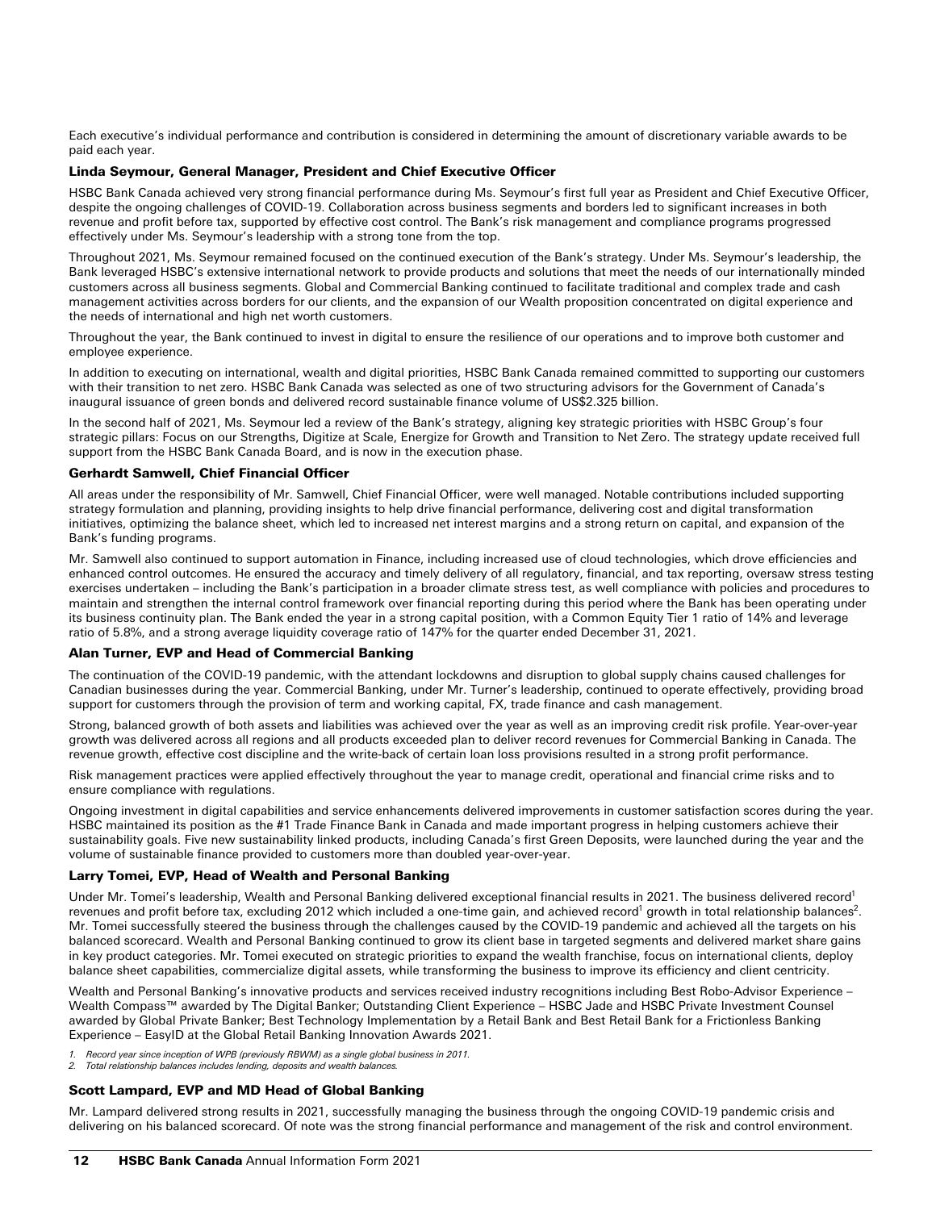Each executive's individual performance and contribution is considered in determining the amount of discretionary variable awards to be paid each year.

### Linda Seymour, General Manager, President and Chief Executive Officer

HSBC Bank Canada achieved very strong financial performance during Ms. Seymour's first full year as President and Chief Executive Officer, despite the ongoing challenges of COVID-19. Collaboration across business segments and borders led to significant increases in both revenue and profit before tax, supported by effective cost control. The Bank's risk management and compliance programs progressed effectively under Ms. Seymour's leadership with a strong tone from the top.

Throughout 2021, Ms. Seymour remained focused on the continued execution of the Bank's strategy. Under Ms. Seymour's leadership, the Bank leveraged HSBC's extensive international network to provide products and solutions that meet the needs of our internationally minded customers across all business segments. Global and Commercial Banking continued to facilitate traditional and complex trade and cash management activities across borders for our clients, and the expansion of our Wealth proposition concentrated on digital experience and the needs of international and high net worth customers.

Throughout the year, the Bank continued to invest in digital to ensure the resilience of our operations and to improve both customer and employee experience.

In addition to executing on international, wealth and digital priorities, HSBC Bank Canada remained committed to supporting our customers with their transition to net zero. HSBC Bank Canada was selected as one of two structuring advisors for the Government of Canada's inaugural issuance of green bonds and delivered record sustainable finance volume of US$2.325 billion.

In the second half of 2021, Ms. Seymour led a review of the Bank's strategy, aligning key strategic priorities with HSBC Group's four strategic pillars: Focus on our Strengths, Digitize at Scale, Energize for Growth and Transition to Net Zero. The strategy update received full support from the HSBC Bank Canada Board, and is now in the execution phase.

### Gerhardt Samwell, Chief Financial Officer

All areas under the responsibility of Mr. Samwell, Chief Financial Officer, were well managed. Notable contributions included supporting strategy formulation and planning, providing insights to help drive financial performance, delivering cost and digital transformation initiatives, optimizing the balance sheet, which led to increased net interest margins and a strong return on capital, and expansion of the Bank's funding programs.

Mr. Samwell also continued to support automation in Finance, including increased use of cloud technologies, which drove efficiencies and enhanced control outcomes. He ensured the accuracy and timely delivery of all regulatory, financial, and tax reporting, oversaw stress testing exercises undertaken – including the Bank's participation in a broader climate stress test, as well compliance with policies and procedures to maintain and strengthen the internal control framework over financial reporting during this period where the Bank has been operating under its business continuity plan. The Bank ended the year in a strong capital position, with a Common Equity Tier 1 ratio of 14% and leverage ratio of 5.8%, and a strong average liquidity coverage ratio of 147% for the quarter ended December 31, 2021.

### Alan Turner, EVP and Head of Commercial Banking

The continuation of the COVID-19 pandemic, with the attendant lockdowns and disruption to global supply chains caused challenges for Canadian businesses during the year. Commercial Banking, under Mr. Turner's leadership, continued to operate effectively, providing broad support for customers through the provision of term and working capital, FX, trade finance and cash management.

Strong, balanced growth of both assets and liabilities was achieved over the year as well as an improving credit risk profile. Year-over-year growth was delivered across all regions and all products exceeded plan to deliver record revenues for Commercial Banking in Canada. The revenue growth, effective cost discipline and the write-back of certain loan loss provisions resulted in a strong profit performance.

Risk management practices were applied effectively throughout the year to manage credit, operational and financial crime risks and to ensure compliance with regulations.

Ongoing investment in digital capabilities and service enhancements delivered improvements in customer satisfaction scores during the year. HSBC maintained its position as the #1 Trade Finance Bank in Canada and made important progress in helping customers achieve their sustainability goals. Five new sustainability linked products, including Canada's first Green Deposits, were launched during the year and the volume of sustainable finance provided to customers more than doubled year-over-year.

### Larry Tomei, EVP, Head of Wealth and Personal Banking

Under Mr. Tomei's leadership, Wealth and Personal Banking delivered exceptional financial results in 2021. The business delivered record[1] revenues and profit before tax, excluding 2012 which included a one-time gain, and achieved record[1] growth in total relationship balances[2]. Mr. Tomei successfully steered the business through the challenges caused by the COVID-19 pandemic and achieved all the targets on his balanced scorecard. Wealth and Personal Banking continued to grow its client base in targeted segments and delivered market share gains in key product categories. Mr. Tomei executed on strategic priorities to expand the wealth franchise, focus on international clients, deploy balance sheet capabilities, commercialize digital assets, while transforming the business to improve its efficiency and client centricity.

Wealth and Personal Banking's innovative products and services received industry recognitions including Best Robo-Advisor Experience – Wealth Compass™ awarded by The Digital Banker; Outstanding Client Experience – HSBC Jade and HSBC Private Investment Counsel awarded by Global Private Banker; Best Technology Implementation by a Retail Bank and Best Retail Bank for a Frictionless Banking Experience – EasyID at the Global Retail Banking Innovation Awards 2021.

*1. Record year since inception of WPB (previously RBWM) as a single global business in 2011.*
*2. Total relationship balances includes lending, deposits and wealth balances.*

### Scott Lampard, EVP and MD Head of Global Banking

Mr. Lampard delivered strong results in 2021, successfully managing the business through the ongoing COVID-19 pandemic crisis and delivering on his balanced scorecard. Of note was the strong financial performance and management of the risk and control environment.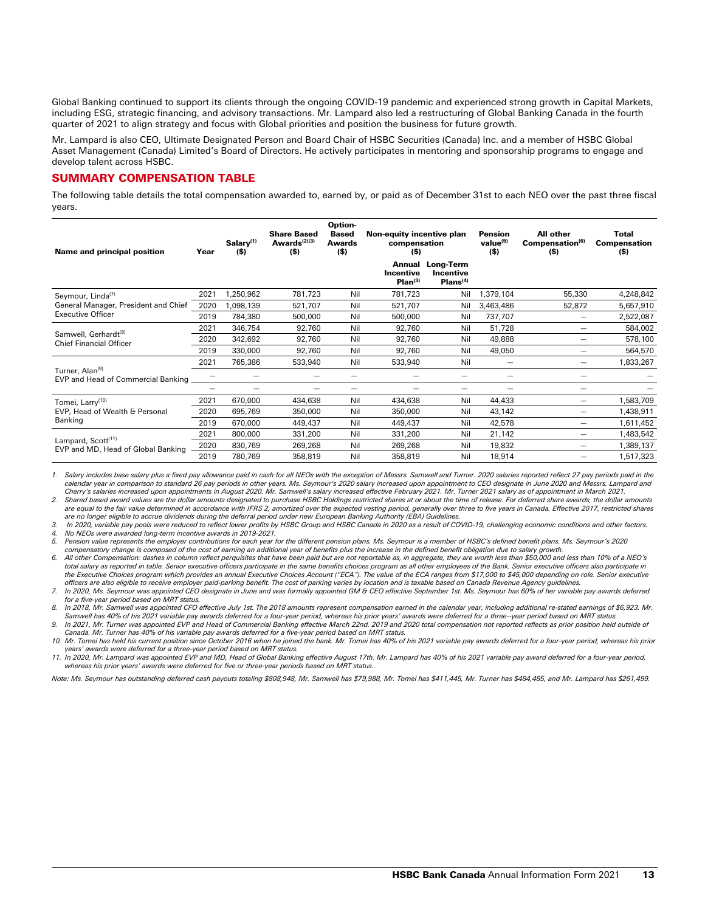Global Banking continued to support its clients through the ongoing COVID-19 pandemic and experienced strong growth in Capital Markets, including ESG, strategic financing, and advisory transactions. Mr. Lampard also led a restructuring of Global Banking Canada in the fourth quarter of 2021 to align strategy and focus with Global priorities and position the business for future growth.

Mr. Lampard is also CEO, Ultimate Designated Person and Board Chair of HSBC Securities (Canada) Inc. and a member of HSBC Global Asset Management (Canada) Limited's Board of Directors. He actively participates in mentoring and sponsorship programs to engage and develop talent across HSBC.

## SUMMARY COMPENSATION TABLE

The following table details the total compensation awarded to, earned by, or paid as of December 31st to each NEO over the past three fiscal years.

| Name and principal position | Year | Salary[1] ($) | Share Based Awards[2][3] ($) | Option-Based Awards ($) | Non-equity incentive plan compensation ($) | | Pension value[5] ($) | All other Compensation[6] ($) | Total Compensation ($) |
|---|---|---|---|---|---|---|---|---|---|
| | | | | | Annual Incentive Plan[3] | Long-Term Incentive Plans[4] | | | |
| Seymour, Linda[7] General Manager, President and Chief Executive Officer | 2021 | 1,250,962 | 781,723 | Nil | 781,723 | Nil | 1,379,104 | 55,330 | 4,248,842 |
| | 2020 | 1,098,139 | 521,707 | Nil | 521,707 | Nil | 3,463,486 | 52,872 | 5,657,910 |
| | 2019 | 784,380 | 500,000 | Nil | 500,000 | Nil | 737,707 | — | 2,522,087 |
| Samwell, Gerhardt[8] Chief Financial Officer | 2021 | 346,754 | 92,760 | Nil | 92,760 | Nil | 51,728 | — | 584,002 |
| | 2020 | 342,692 | 92,760 | Nil | 92,760 | Nil | 49,888 | — | 578,100 |
| | 2019 | 330,000 | 92,760 | Nil | 92,760 | Nil | 49,050 | — | 564,570 |
| Turner, Alan[9] EVP and Head of Commercial Banking | 2021 | 765,386 | 533,940 | Nil | 533,940 | Nil | — | — | 1,833,267 |
| | — | — | — | — | — | — | — | — | — |
| | — | — | — | — | — | — | — | — | — |
| Tomei, Larry[10] EVP, Head of Wealth & Personal Banking | 2021 | 670,000 | 434,638 | Nil | 434,638 | Nil | 44,433 | — | 1,583,709 |
| | 2020 | 695,769 | 350,000 | Nil | 350,000 | Nil | 43,142 | — | 1,438,911 |
| | 2019 | 670,000 | 449,437 | Nil | 449,437 | Nil | 42,578 | — | 1,611,452 |
| Lampard, Scott[11] EVP and MD, Head of Global Banking | 2021 | 800,000 | 331,200 | Nil | 331,200 | Nil | 21,142 | — | 1,483,542 |
| | 2020 | 830,769 | 269,268 | Nil | 269,268 | Nil | 19,832 | — | 1,389,137 |
| | 2019 | 780,769 | 358,819 | Nil | 358,819 | Nil | 18,914 | — | 1,517,323 |

*1. Salary includes base salary plus a fixed pay allowance paid in cash for all NEOs with the exception of Messrs. Samwell and Turner. 2020 salaries reported reflect 27 pay periods paid in the calendar year in comparison to standard 26 pay periods in other years. Ms. Seymour's 2020 salary increased upon appointment to CEO designate in June 2020 and Messrs. Lampard and Cherry's salaries increased upon appointments in August 2020. Mr. Samwell's salary increased effective February 2021. Mr. Turner 2021 salary as of appointment in March 2021.*

*2. Shared based award values are the dollar amounts designated to purchase HSBC Holdings restricted shares at or about the time of release. For deferred share awards, the dollar amounts are equal to the fair value determined in accordance with IFRS 2, amortized over the expected vesting period, generally over three to five years in Canada. Effective 2017, restricted shares are no longer eligible to accrue dividends during the deferral period under new European Banking Authority (EBA) Guidelines.*

*3. In 2020, variable pay pools were reduced to reflect lower profits by HSBC Group and HSBC Canada in 2020 as a result of COVID-19, challenging economic conditions and other factors.*

*4. No NEOs were awarded long-term incentive awards in 2019-2021.*

*5. Pension value represents the employer contributions for each year for the different pension plans. Ms. Seymour is a member of HSBC's defined benefit plans. Ms. Seymour's 2020 compensatory change is composed of the cost of earning an additional year of benefits plus the increase in the defined benefit obligation due to salary growth.*

*6. All other Compensation: dashes in column reflect perquisites that have been paid but are not reportable as, in aggregate, they are worth less than $50,000 and less than 10% of a NEO's total salary as reported in table. Senior executive officers participate in the same benefits choices program as all other employees of the Bank. Senior executive officers also participate in the Executive Choices program which provides an annual Executive Choices Account ("ECA"). The value of the ECA ranges from $17,000 to $45,000 depending on role. Senior executive officers are also eligible to receive employer paid-parking benefit. The cost of parking varies by location and is taxable based on Canada Revenue Agency guidelines.*

*7. In 2020, Ms. Seymour was appointed CEO designate in June and was formally appointed GM & CEO effective September 1st. Ms. Seymour has 60% of her variable pay awards deferred for a five-year period based on MRT status.*

*8. In 2018, Mr. Samwell was appointed CFO effective July 1st. The 2018 amounts represent compensation earned in the calendar year, including additional re-stated earnings of $6,923. Mr. Samwell has 40% of his 2021 variable pay awards deferred for a four-year period, whereas his prior years' awards were deferred for a three--year period based on MRT status.*

*9. In 2021, Mr. Turner was appointed EVP and Head of Commercial Banking effective March 22nd. 2019 and 2020 total compensation not reported reflects as prior position held outside of Canada. Mr. Turner has 40% of his variable pay awards deferred for a five-year period based on MRT status.*

*10. Mr. Tomei has held his current position since October 2016 when he joined the bank. Mr. Tomei has 40% of his 2021 variable pay awards deferred for a four-year period, whereas his prior years' awards were deferred for a three-year period based on MRT status.*

*11. In 2020, Mr. Lampard was appointed EVP and MD, Head of Global Banking effective August 17th. Mr. Lampard has 40% of his 2021 variable pay award deferred for a four-year period, whereas his prior years' awards were deferred for five or three-year periods based on MRT status..*

*Note: Ms. Seymour has outstanding deferred cash payouts totaling $808,948, Mr. Samwell has $79,988, Mr. Tomei has $411,445, Mr. Turner has $484,485, and Mr. Lampard has $261,499.*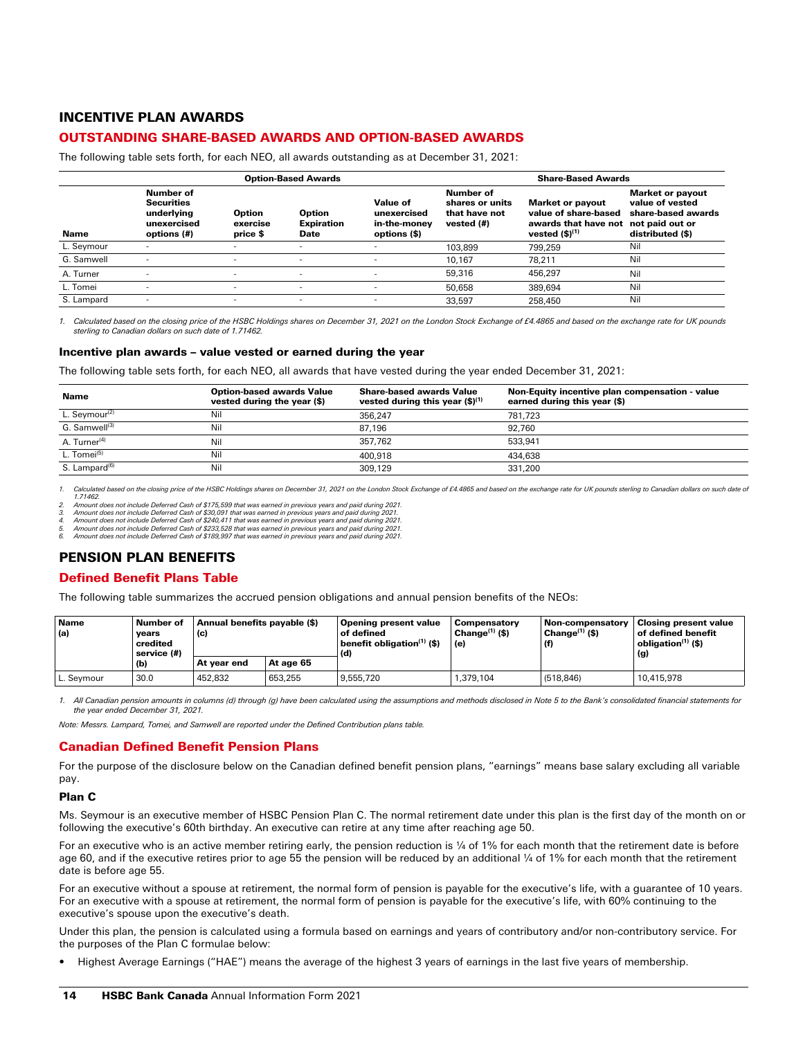## INCENTIVE PLAN AWARDS

### OUTSTANDING SHARE-BASED AWARDS AND OPTION-BASED AWARDS

The following table sets forth, for each NEO, all awards outstanding as at December 31, 2021:

| | Option-Based Awards | | | | Share-Based Awards | | |
|---|---|---|---|---|---|---|---|
| Name | Number of Securities underlying unexercised options (#) | Option exercise price $ | Option Expiration Date | Value of unexercised in-the-money options ($) | Number of shares or units that have not vested (#) | Market or payout value of share-based awards that have not vested ($)(1) | Market or payout value of vested share-based awards not paid out or distributed ($) |
| L. Seymour | - | - | - | - | 103,899 | 799,259 | Nil |
| G. Samwell | - | - | - | - | 10,167 | 78,211 | Nil |
| A. Turner | - | - | - | - | 59,316 | 456,297 | Nil |
| L. Tomei | - | - | - | - | 50,658 | 389,694 | Nil |
| S. Lampard | - | - | - | - | 33,597 | 258,450 | Nil |

*1. Calculated based on the closing price of the HSBC Holdings shares on December 31, 2021 on the London Stock Exchange of £4.4865 and based on the exchange rate for UK pounds sterling to Canadian dollars on such date of 1.71462.*

#### Incentive plan awards – value vested or earned during the year

The following table sets forth, for each NEO, all awards that have vested during the year ended December 31, 2021:

| Name | Option-based awards Value vested during the year ($) | Share-based awards Value vested during this year ($)(1) | Non-Equity incentive plan compensation - value earned during this year ($) |
|---|---|---|---|
| L. Seymour(2) | Nil | 356,247 | 781,723 |
| G. Samwell(3) | Nil | 87,196 | 92,760 |
| A. Turner(4) | Nil | 357,762 | 533,941 |
| L. Tomei(5) | Nil | 400,918 | 434,638 |
| S. Lampard(6) | Nil | 309,129 | 331,200 |

*1. Calculated based on the closing price of the HSBC Holdings shares on December 31, 2021 on the London Stock Exchange of £4.4865 and based on the exchange rate for UK pounds sterling to Canadian dollars on such date of 1.71462.*
*2. Amount does not include Deferred Cash of $175,599 that was earned in previous years and paid during 2021.*
*3. Amount does not include Deferred Cash of $30,091 that was earned in previous years and paid during 2021.*
*4. Amount does not include Deferred Cash of $240,411 that was earned in previous years and paid during 2021.*
*5. Amount does not include Deferred Cash of $233,528 that was earned in previous years and paid during 2021.*
*6. Amount does not include Deferred Cash of $189,997 that was earned in previous years and paid during 2021.*

## PENSION PLAN BENEFITS

### Defined Benefit Plans Table

The following table summarizes the accrued pension obligations and annual pension benefits of the NEOs:

| Name (a) | Number of years credited service (#) (b) | Annual benefits payable ($) (c) | | Opening present value of defined benefit obligation(1) ($) (d) | Compensatory Change(1) ($) (e) | Non-compensatory Change(1) ($) (f) | Closing present value of defined benefit obligation(1) ($) (g) |
|---|---|---|---|---|---|---|---|
| | | At year end | At age 65 | | | | |
| L. Seymour | 30.0 | 452,832 | 653,255 | 9,555,720 | 1,379,104 | (518,846) | 10,415,978 |

*1. All Canadian pension amounts in columns (d) through (g) have been calculated using the assumptions and methods disclosed in Note 5 to the Bank's consolidated financial statements for the year ended December 31, 2021.*

*Note: Messrs. Lampard, Tomei, and Samwell are reported under the Defined Contribution plans table.*

### Canadian Defined Benefit Pension Plans

For the purpose of the disclosure below on the Canadian defined benefit pension plans, "earnings" means base salary excluding all variable pay.

#### Plan C

Ms. Seymour is an executive member of HSBC Pension Plan C. The normal retirement date under this plan is the first day of the month on or following the executive's 60th birthday. An executive can retire at any time after reaching age 50.

For an executive who is an active member retiring early, the pension reduction is ¼ of 1% for each month that the retirement date is before age 60, and if the executive retires prior to age 55 the pension will be reduced by an additional ¼ of 1% for each month that the retirement date is before age 55.

For an executive without a spouse at retirement, the normal form of pension is payable for the executive's life, with a guarantee of 10 years. For an executive with a spouse at retirement, the normal form of pension is payable for the executive's life, with 60% continuing to the executive's spouse upon the executive's death.

Under this plan, the pension is calculated using a formula based on earnings and years of contributory and/or non-contributory service. For the purposes of the Plan C formulae below:

- Highest Average Earnings ("HAE") means the average of the highest 3 years of earnings in the last five years of membership.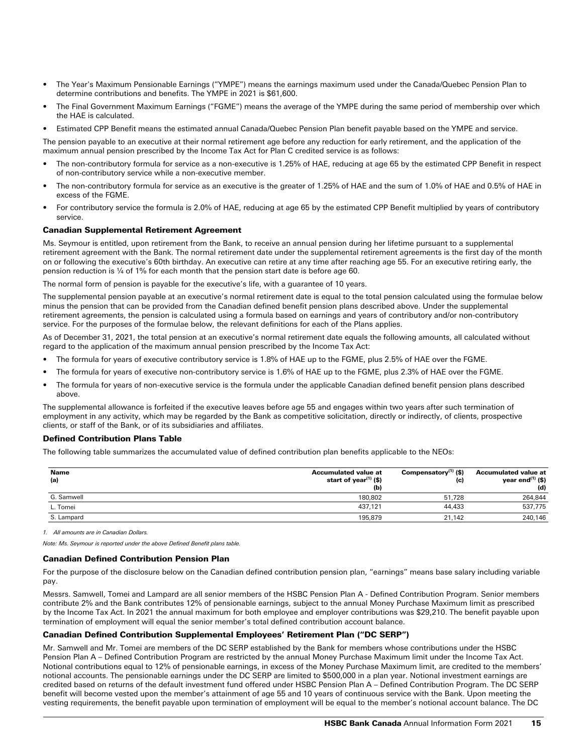- The Year's Maximum Pensionable Earnings ("YMPE") means the earnings maximum used under the Canada/Quebec Pension Plan to determine contributions and benefits. The YMPE in 2021 is $61,600.
- The Final Government Maximum Earnings ("FGME") means the average of the YMPE during the same period of membership over which the HAE is calculated.
- Estimated CPP Benefit means the estimated annual Canada/Quebec Pension Plan benefit payable based on the YMPE and service.

The pension payable to an executive at their normal retirement age before any reduction for early retirement, and the application of the maximum annual pension prescribed by the Income Tax Act for Plan C credited service is as follows:

- The non-contributory formula for service as a non-executive is 1.25% of HAE, reducing at age 65 by the estimated CPP Benefit in respect of non-contributory service while a non-executive member.
- The non-contributory formula for service as an executive is the greater of 1.25% of HAE and the sum of 1.0% of HAE and 0.5% of HAE in excess of the FGME.
- For contributory service the formula is 2.0% of HAE, reducing at age 65 by the estimated CPP Benefit multiplied by years of contributory service.

### Canadian Supplemental Retirement Agreement

Ms. Seymour is entitled, upon retirement from the Bank, to receive an annual pension during her lifetime pursuant to a supplemental retirement agreement with the Bank. The normal retirement date under the supplemental retirement agreements is the first day of the month on or following the executive's 60th birthday. An executive can retire at any time after reaching age 55. For an executive retiring early, the pension reduction is ¼ of 1% for each month that the pension start date is before age 60.

The normal form of pension is payable for the executive's life, with a guarantee of 10 years.

The supplemental pension payable at an executive's normal retirement date is equal to the total pension calculated using the formulae below minus the pension that can be provided from the Canadian defined benefit pension plans described above. Under the supplemental retirement agreements, the pension is calculated using a formula based on earnings and years of contributory and/or non-contributory service. For the purposes of the formulae below, the relevant definitions for each of the Plans applies.

As of December 31, 2021, the total pension at an executive's normal retirement date equals the following amounts, all calculated without regard to the application of the maximum annual pension prescribed by the Income Tax Act:

- The formula for years of executive contributory service is 1.8% of HAE up to the FGME, plus 2.5% of HAE over the FGME.
- The formula for years of executive non-contributory service is 1.6% of HAE up to the FGME, plus 2.3% of HAE over the FGME.
- The formula for years of non-executive service is the formula under the applicable Canadian defined benefit pension plans described above.

The supplemental allowance is forfeited if the executive leaves before age 55 and engages within two years after such termination of employment in any activity, which may be regarded by the Bank as competitive solicitation, directly or indirectly, of clients, prospective clients, or staff of the Bank, or of its subsidiaries and affiliates.

### Defined Contribution Plans Table

The following table summarizes the accumulated value of defined contribution plan benefits applicable to the NEOs:

| Name (a) | Accumulated value at start of year[1] ($) (b) | Compensatory[1] ($) (c) | Accumulated value at year end[1] ($) (d) |
|---|---|---|---|
| G. Samwell | 180,802 | 51,728 | 264,844 |
| L. Tomei | 437,121 | 44,433 | 537,775 |
| S. Lampard | 195,879 | 21,142 | 240,146 |

*1. All amounts are in Canadian Dollars.*

*Note: Ms. Seymour is reported under the above Defined Benefit plans table.*

### Canadian Defined Contribution Pension Plan

For the purpose of the disclosure below on the Canadian defined contribution pension plan, "earnings" means base salary including variable pay.

Messrs. Samwell, Tomei and Lampard are all senior members of the HSBC Pension Plan A - Defined Contribution Program. Senior members contribute 2% and the Bank contributes 12% of pensionable earnings, subject to the annual Money Purchase Maximum limit as prescribed by the Income Tax Act. In 2021 the annual maximum for both employee and employer contributions was $29,210. The benefit payable upon termination of employment will equal the senior member's total defined contribution account balance.

### Canadian Defined Contribution Supplemental Employees' Retirement Plan ("DC SERP")

Mr. Samwell and Mr. Tomei are members of the DC SERP established by the Bank for members whose contributions under the HSBC Pension Plan A – Defined Contribution Program are restricted by the annual Money Purchase Maximum limit under the Income Tax Act. Notional contributions equal to 12% of pensionable earnings, in excess of the Money Purchase Maximum limit, are credited to the members' notional accounts. The pensionable earnings under the DC SERP are limited to $500,000 in a plan year. Notional investment earnings are credited based on returns of the default investment fund offered under HSBC Pension Plan A – Defined Contribution Program. The DC SERP benefit will become vested upon the member's attainment of age 55 and 10 years of continuous service with the Bank. Upon meeting the vesting requirements, the benefit payable upon termination of employment will be equal to the member's notional account balance. The DC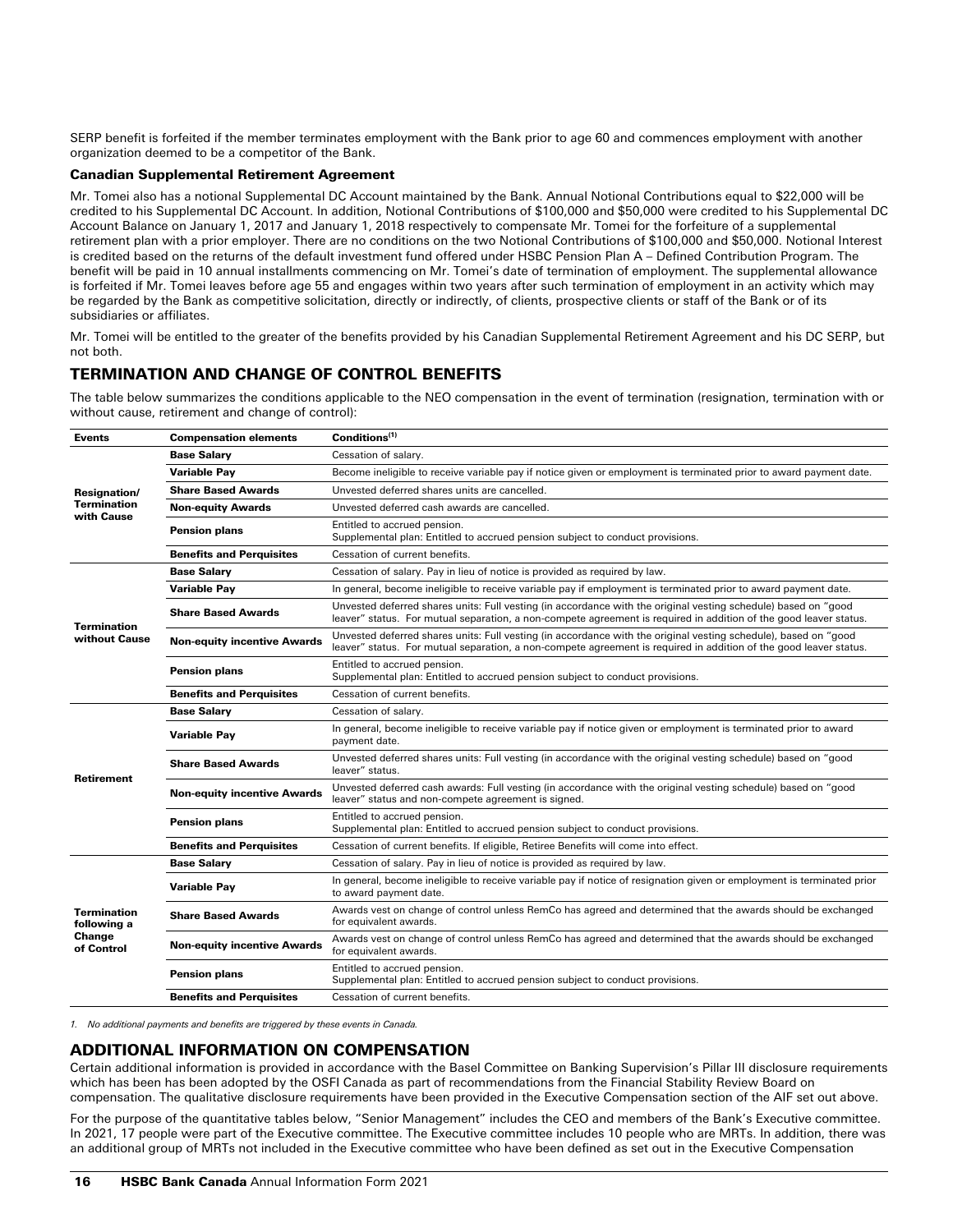SERP benefit is forfeited if the member terminates employment with the Bank prior to age 60 and commences employment with another organization deemed to be a competitor of the Bank.

### Canadian Supplemental Retirement Agreement

Mr. Tomei also has a notional Supplemental DC Account maintained by the Bank. Annual Notional Contributions equal to $22,000 will be credited to his Supplemental DC Account. In addition, Notional Contributions of $100,000 and $50,000 were credited to his Supplemental DC Account Balance on January 1, 2017 and January 1, 2018 respectively to compensate Mr. Tomei for the forfeiture of a supplemental retirement plan with a prior employer. There are no conditions on the two Notional Contributions of $100,000 and $50,000. Notional Interest is credited based on the returns of the default investment fund offered under HSBC Pension Plan A – Defined Contribution Program. The benefit will be paid in 10 annual installments commencing on Mr. Tomei's date of termination of employment. The supplemental allowance is forfeited if Mr. Tomei leaves before age 55 and engages within two years after such termination of employment in an activity which may be regarded by the Bank as competitive solicitation, directly or indirectly, of clients, prospective clients or staff of the Bank or of its subsidiaries or affiliates.

Mr. Tomei will be entitled to the greater of the benefits provided by his Canadian Supplemental Retirement Agreement and his DC SERP, but not both.

## TERMINATION AND CHANGE OF CONTROL BENEFITS

The table below summarizes the conditions applicable to the NEO compensation in the event of termination (resignation, termination with or without cause, retirement and change of control):

| Events | Compensation elements | Conditions[1] |
|---|---|---|
| **Resignation/ Termination with Cause** | **Base Salary** | Cessation of salary. |
| | **Variable Pay** | Become ineligible to receive variable pay if notice given or employment is terminated prior to award payment date. |
| | **Share Based Awards** | Unvested deferred shares units are cancelled. |
| | **Non-equity Awards** | Unvested deferred cash awards are cancelled. |
| | **Pension plans** | Entitled to accrued pension.<br>Supplemental plan: Entitled to accrued pension subject to conduct provisions. |
| | **Benefits and Perquisites** | Cessation of current benefits. |
| **Termination without Cause** | **Base Salary** | Cessation of salary. Pay in lieu of notice is provided as required by law. |
| | **Variable Pay** | In general, become ineligible to receive variable pay if employment is terminated prior to award payment date. |
| | **Share Based Awards** | Unvested deferred shares units: Full vesting (in accordance with the original vesting schedule) based on "good leaver" status. For mutual separation, a non-compete agreement is required in addition of the good leaver status. |
| | **Non-equity incentive Awards** | Unvested deferred shares units: Full vesting (in accordance with the original vesting schedule), based on "good leaver" status. For mutual separation, a non-compete agreement is required in addition of the good leaver status. |
| | **Pension plans** | Entitled to accrued pension.<br>Supplemental plan: Entitled to accrued pension subject to conduct provisions. |
| | **Benefits and Perquisites** | Cessation of current benefits. |
| **Retirement** | **Base Salary** | Cessation of salary. |
| | **Variable Pay** | In general, become ineligible to receive variable pay if notice given or employment is terminated prior to award payment date. |
| | **Share Based Awards** | Unvested deferred shares units: Full vesting (in accordance with the original vesting schedule) based on "good leaver" status. |
| | **Non-equity incentive Awards** | Unvested deferred cash awards: Full vesting (in accordance with the original vesting schedule) based on "good leaver" status and non-compete agreement is signed. |
| | **Pension plans** | Entitled to accrued pension.<br>Supplemental plan: Entitled to accrued pension subject to conduct provisions. |
| | **Benefits and Perquisites** | Cessation of current benefits. If eligible, Retiree Benefits will come into effect. |
| **Termination following a Change of Control** | **Base Salary** | Cessation of salary. Pay in lieu of notice is provided as required by law. |
| | **Variable Pay** | In general, become ineligible to receive variable pay if notice of resignation given or employment is terminated prior to award payment date. |
| | **Share Based Awards** | Awards vest on change of control unless RemCo has agreed and determined that the awards should be exchanged for equivalent awards. |
| | **Non-equity incentive Awards** | Awards vest on change of control unless RemCo has agreed and determined that the awards should be exchanged for equivalent awards. |
| | **Pension plans** | Entitled to accrued pension.<br>Supplemental plan: Entitled to accrued pension subject to conduct provisions. |
| | **Benefits and Perquisites** | Cessation of current benefits. |

*1. No additional payments and benefits are triggered by these events in Canada.*

## ADDITIONAL INFORMATION ON COMPENSATION

Certain additional information is provided in accordance with the Basel Committee on Banking Supervision's Pillar III disclosure requirements which has been has been adopted by the OSFI Canada as part of recommendations from the Financial Stability Review Board on compensation. The qualitative disclosure requirements have been provided in the Executive Compensation section of the AIF set out above.

For the purpose of the quantitative tables below, "Senior Management" includes the CEO and members of the Bank's Executive committee. In 2021, 17 people were part of the Executive committee. The Executive committee includes 10 people who are MRTs. In addition, there was an additional group of MRTs not included in the Executive committee who have been defined as set out in the Executive Compensation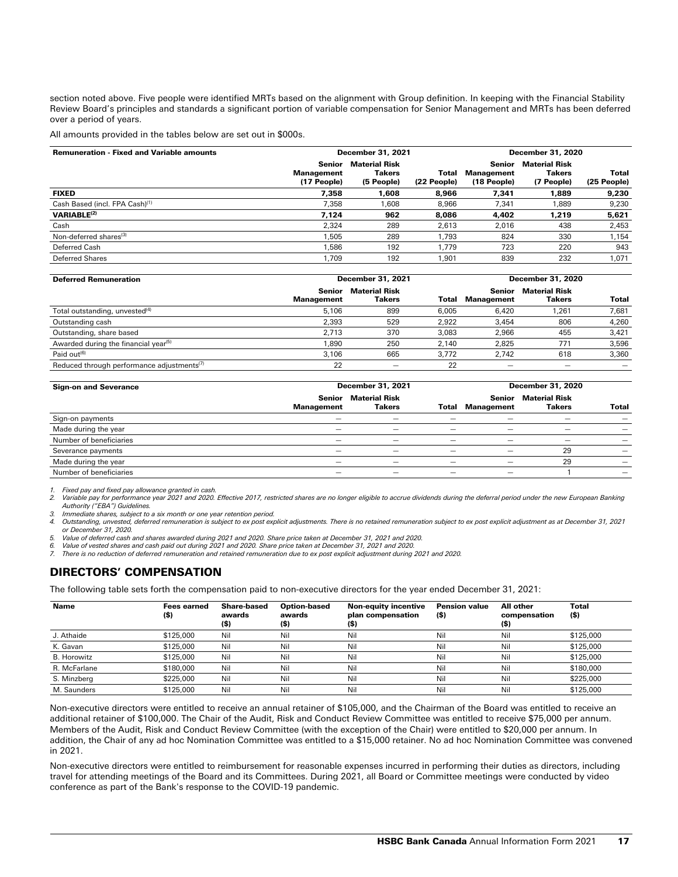section noted above. Five people were identified MRTs based on the alignment with Group definition. In keeping with the Financial Stability Review Board's principles and standards a significant portion of variable compensation for Senior Management and MRTs has been deferred over a period of years.

All amounts provided in the tables below are set out in $000s.

| Remuneration - Fixed and Variable amounts | December 31, 2021 | | | December 31, 2020 | | |
|---|---|---|---|---|---|---|
| | Senior Management (17 People) | Material Risk Takers (5 People) | Total (22 People) | Senior Management (18 People) | Material Risk Takers (7 People) | Total (25 People) |
| **FIXED** | **7,358** | **1,608** | **8,966** | **7,341** | **1,889** | **9,230** |
| Cash Based (incl. FPA Cash)[1] | 7,358 | 1,608 | 8,966 | 7,341 | 1,889 | 9,230 |
| **VARIABLE[2]** | **7,124** | **962** | **8,086** | **4,402** | **1,219** | **5,621** |
| Cash | 2,324 | 289 | 2,613 | 2,016 | 438 | 2,453 |
| Non-deferred shares[3] | 1,505 | 289 | 1,793 | 824 | 330 | 1,154 |
| Deferred Cash | 1,586 | 192 | 1,779 | 723 | 220 | 943 |
| Deferred Shares | 1,709 | 192 | 1,901 | 839 | 232 | 1,071 |

| Deferred Remuneration | December 31, 2021 | | | December 31, 2020 | | |
|---|---|---|---|---|---|---|
| | Senior Management | Material Risk Takers | Total | Senior Management | Material Risk Takers | Total |
| Total outstanding, unvested[4] | 5,106 | 899 | 6,005 | 6,420 | 1,261 | 7,681 |
| Outstanding cash | 2,393 | 529 | 2,922 | 3,454 | 806 | 4,260 |
| Outstanding, share based | 2,713 | 370 | 3,083 | 2,966 | 455 | 3,421 |
| Awarded during the financial year[5] | 1,890 | 250 | 2,140 | 2,825 | 771 | 3,596 |
| Paid out[6] | 3,106 | 665 | 3,772 | 2,742 | 618 | 3,360 |
| Reduced through performance adjustments[7] | 22 | — | 22 | — | — | — |

| Sign-on and Severance | December 31, 2021 | | | December 31, 2020 | | |
|---|---|---|---|---|---|---|
| | Senior Management | Material Risk Takers | Total | Senior Management | Material Risk Takers | Total |
| Sign-on payments | — | — | — | — | — | — |
| Made during the year | — | — | — | — | — | — |
| Number of beneficiaries | — | — | — | — | — | — |
| Severance payments | — | — | — | — | 29 | — |
| Made during the year | — | — | — | — | 29 | — |
| Number of beneficiaries | — | — | — | — | 1 | — |

*1. Fixed pay and fixed pay allowance granted in cash.*
*2. Variable pay for performance year 2021 and 2020. Effective 2017, restricted shares are no longer eligible to accrue dividends during the deferral period under the new European Banking Authority ("EBA") Guidelines.*
*3. Immediate shares, subject to a six month or one year retention period.*
*4. Outstanding, unvested, deferred remuneration is subject to ex post explicit adjustments. There is no retained remuneration subject to ex post explicit adjustment as at December 31, 2021 or December 31, 2020.*
*5. Value of deferred cash and shares awarded during 2021 and 2020. Share price taken at December 31, 2021 and 2020.*
*6. Value of vested shares and cash paid out during 2021 and 2020. Share price taken at December 31, 2021 and 2020.*
*7. There is no reduction of deferred remuneration and retained remuneration due to ex post explicit adjustment during 2021 and 2020.*

## DIRECTORS' COMPENSATION

The following table sets forth the compensation paid to non-executive directors for the year ended December 31, 2021:

| Name | Fees earned ($) | Share-based awards ($) | Option-based awards ($) | Non-equity incentive plan compensation ($) | Pension value ($) | All other compensation ($) | Total ($) |
|---|---|---|---|---|---|---|---|
| J. Athaide | $125,000 | Nil | Nil | Nil | Nil | Nil | $125,000 |
| K. Gavan | $125,000 | Nil | Nil | Nil | Nil | Nil | $125,000 |
| B. Horowitz | $125,000 | Nil | Nil | Nil | Nil | Nil | $125,000 |
| R. McFarlane | $180,000 | Nil | Nil | Nil | Nil | Nil | $180,000 |
| S. Minzberg | $225,000 | Nil | Nil | Nil | Nil | Nil | $225,000 |
| M. Saunders | $125,000 | Nil | Nil | Nil | Nil | Nil | $125,000 |

Non-executive directors were entitled to receive an annual retainer of $105,000, and the Chairman of the Board was entitled to receive an additional retainer of $100,000. The Chair of the Audit, Risk and Conduct Review Committee was entitled to receive $75,000 per annum. Members of the Audit, Risk and Conduct Review Committee (with the exception of the Chair) were entitled to $20,000 per annum. In addition, the Chair of any ad hoc Nomination Committee was entitled to a $15,000 retainer. No ad hoc Nomination Committee was convened in 2021.

Non-executive directors were entitled to reimbursement for reasonable expenses incurred in performing their duties as directors, including travel for attending meetings of the Board and its Committees. During 2021, all Board or Committee meetings were conducted by video conference as part of the Bank's response to the COVID-19 pandemic.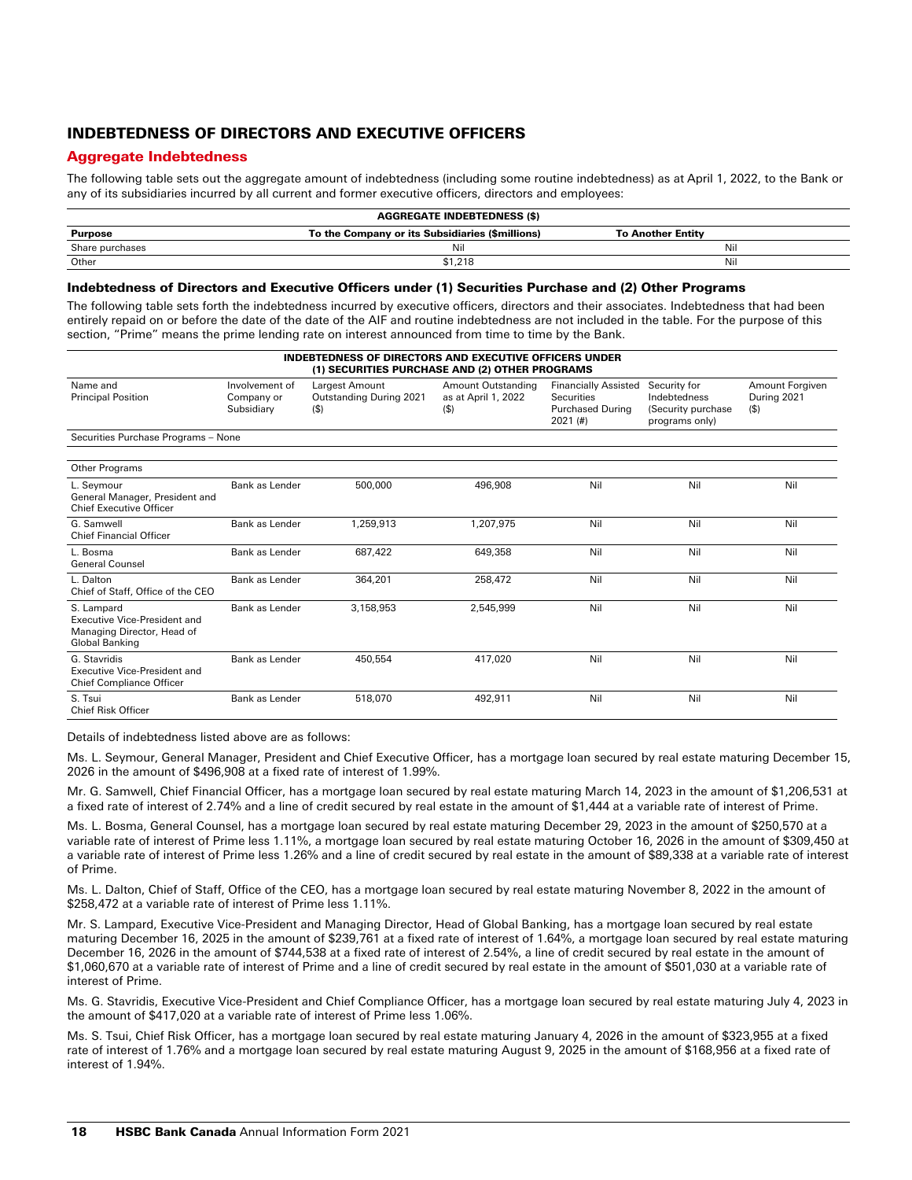# INDEBTEDNESS OF DIRECTORS AND EXECUTIVE OFFICERS

## Aggregate Indebtedness

The following table sets out the aggregate amount of indebtedness (including some routine indebtedness) as at April 1, 2022, to the Bank or any of its subsidiaries incurred by all current and former executive officers, directors and employees:

| AGGREGATE INDEBTEDNESS ($) | | |
|---|---|---|
| **Purpose** | **To the Company or its Subsidiaries ($millions)** | **To Another Entity** |
| Share purchases | Nil | Nil |
| Other | $1,218 | Nil |

### Indebtedness of Directors and Executive Officers under (1) Securities Purchase and (2) Other Programs

The following table sets forth the indebtedness incurred by executive officers, directors and their associates. Indebtedness that had been entirely repaid on or before the date of the date of the AIF and routine indebtedness are not included in the table. For the purpose of this section, "Prime" means the prime lending rate on interest announced from time to time by the Bank.

| INDEBTEDNESS OF DIRECTORS AND EXECUTIVE OFFICERS UNDER (1) SECURITIES PURCHASE AND (2) OTHER PROGRAMS | | | | | | |
|---|---|---|---|---|---|---|
| Name and Principal Position | Involvement of Company or Subsidiary | Largest Amount Outstanding During 2021 ($) | Amount Outstanding as at April 1, 2022 ($) | Financially Assisted Securities Purchased During 2021 (#) | Security for Indebtedness (Security purchase programs only) | Amount Forgiven During 2021 ($) |
| Securities Purchase Programs – None | | | | | | |
| Other Programs | | | | | | |
| L. Seymour<br>General Manager, President and Chief Executive Officer | Bank as Lender | 500,000 | 496,908 | Nil | Nil | Nil |
| G. Samwell<br>Chief Financial Officer | Bank as Lender | 1,259,913 | 1,207,975 | Nil | Nil | Nil |
| L. Bosma<br>General Counsel | Bank as Lender | 687,422 | 649,358 | Nil | Nil | Nil |
| L. Dalton<br>Chief of Staff, Office of the CEO | Bank as Lender | 364,201 | 258,472 | Nil | Nil | Nil |
| S. Lampard<br>Executive Vice-President and Managing Director, Head of Global Banking | Bank as Lender | 3,158,953 | 2,545,999 | Nil | Nil | Nil |
| G. Stavridis<br>Executive Vice-President and Chief Compliance Officer | Bank as Lender | 450,554 | 417,020 | Nil | Nil | Nil |
| S. Tsui<br>Chief Risk Officer | Bank as Lender | 518,070 | 492,911 | Nil | Nil | Nil |

Details of indebtedness listed above are as follows:

Ms. L. Seymour, General Manager, President and Chief Executive Officer, has a mortgage loan secured by real estate maturing December 15, 2026 in the amount of $496,908 at a fixed rate of interest of 1.99%.

Mr. G. Samwell, Chief Financial Officer, has a mortgage loan secured by real estate maturing March 14, 2023 in the amount of $1,206,531 at a fixed rate of interest of 2.74% and a line of credit secured by real estate in the amount of $1,444 at a variable rate of interest of Prime.

Ms. L. Bosma, General Counsel, has a mortgage loan secured by real estate maturing December 29, 2023 in the amount of $250,570 at a variable rate of interest of Prime less 1.11%, a mortgage loan secured by real estate maturing October 16, 2026 in the amount of $309,450 at a variable rate of interest of Prime less 1.26% and a line of credit secured by real estate in the amount of $89,338 at a variable rate of interest of Prime.

Ms. L. Dalton, Chief of Staff, Office of the CEO, has a mortgage loan secured by real estate maturing November 8, 2022 in the amount of $258,472 at a variable rate of interest of Prime less 1.11%.

Mr. S. Lampard, Executive Vice-President and Managing Director, Head of Global Banking, has a mortgage loan secured by real estate maturing December 16, 2025 in the amount of $239,761 at a fixed rate of interest of 1.64%, a mortgage loan secured by real estate maturing December 16, 2026 in the amount of $744,538 at a fixed rate of interest of 2.54%, a line of credit secured by real estate in the amount of $1,060,670 at a variable rate of interest of Prime and a line of credit secured by real estate in the amount of $501,030 at a variable rate of interest of Prime.

Ms. G. Stavridis, Executive Vice-President and Chief Compliance Officer, has a mortgage loan secured by real estate maturing July 4, 2023 in the amount of $417,020 at a variable rate of interest of Prime less 1.06%.

Ms. S. Tsui, Chief Risk Officer, has a mortgage loan secured by real estate maturing January 4, 2026 in the amount of $323,955 at a fixed rate of interest of 1.76% and a mortgage loan secured by real estate maturing August 9, 2025 in the amount of $168,956 at a fixed rate of interest of 1.94%.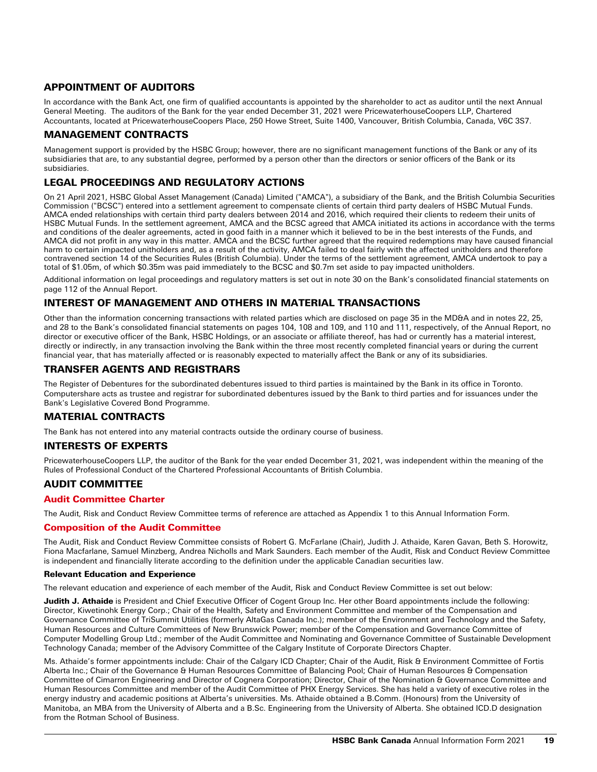## APPOINTMENT OF AUDITORS

In accordance with the Bank Act, one firm of qualified accountants is appointed by the shareholder to act as auditor until the next Annual General Meeting. The auditors of the Bank for the year ended December 31, 2021 were PricewaterhouseCoopers LLP, Chartered Accountants, located at PricewaterhouseCoopers Place, 250 Howe Street, Suite 1400, Vancouver, British Columbia, Canada, V6C 3S7.

## MANAGEMENT CONTRACTS

Management support is provided by the HSBC Group; however, there are no significant management functions of the Bank or any of its subsidiaries that are, to any substantial degree, performed by a person other than the directors or senior officers of the Bank or its subsidiaries.

## LEGAL PROCEEDINGS AND REGULATORY ACTIONS

On 21 April 2021, HSBC Global Asset Management (Canada) Limited ("AMCA"), a subsidiary of the Bank, and the British Columbia Securities Commission ("BCSC") entered into a settlement agreement to compensate clients of certain third party dealers of HSBC Mutual Funds. AMCA ended relationships with certain third party dealers between 2014 and 2016, which required their clients to redeem their units of HSBC Mutual Funds. In the settlement agreement, AMCA and the BCSC agreed that AMCA initiated its actions in accordance with the terms and conditions of the dealer agreements, acted in good faith in a manner which it believed to be in the best interests of the Funds, and AMCA did not profit in any way in this matter. AMCA and the BCSC further agreed that the required redemptions may have caused financial harm to certain impacted unitholders and, as a result of the activity, AMCA failed to deal fairly with the affected unitholders and therefore contravened section 14 of the Securities Rules (British Columbia). Under the terms of the settlement agreement, AMCA undertook to pay a total of $1.05m, of which $0.35m was paid immediately to the BCSC and $0.7m set aside to pay impacted unitholders.

Additional information on legal proceedings and regulatory matters is set out in note 30 on the Bank's consolidated financial statements on page 112 of the Annual Report.

## INTEREST OF MANAGEMENT AND OTHERS IN MATERIAL TRANSACTIONS

Other than the information concerning transactions with related parties which are disclosed on page 35 in the MD&A and in notes 22, 25, and 28 to the Bank's consolidated financial statements on pages 104, 108 and 109, and 110 and 111, respectively, of the Annual Report, no director or executive officer of the Bank, HSBC Holdings, or an associate or affiliate thereof, has had or currently has a material interest, directly or indirectly, in any transaction involving the Bank within the three most recently completed financial years or during the current financial year, that has materially affected or is reasonably expected to materially affect the Bank or any of its subsidiaries.

## TRANSFER AGENTS AND REGISTRARS

The Register of Debentures for the subordinated debentures issued to third parties is maintained by the Bank in its office in Toronto. Computershare acts as trustee and registrar for subordinated debentures issued by the Bank to third parties and for issuances under the Bank's Legislative Covered Bond Programme.

## MATERIAL CONTRACTS

The Bank has not entered into any material contracts outside the ordinary course of business.

## INTERESTS OF EXPERTS

PricewaterhouseCoopers LLP, the auditor of the Bank for the year ended December 31, 2021, was independent within the meaning of the Rules of Professional Conduct of the Chartered Professional Accountants of British Columbia.

## AUDIT COMMITTEE

### Audit Committee Charter

The Audit, Risk and Conduct Review Committee terms of reference are attached as Appendix 1 to this Annual Information Form.

### Composition of the Audit Committee

The Audit, Risk and Conduct Review Committee consists of Robert G. McFarlane (Chair), Judith J. Athaide, Karen Gavan, Beth S. Horowitz, Fiona Macfarlane, Samuel Minzberg, Andrea Nicholls and Mark Saunders. Each member of the Audit, Risk and Conduct Review Committee is independent and financially literate according to the definition under the applicable Canadian securities law.

#### Relevant Education and Experience

The relevant education and experience of each member of the Audit, Risk and Conduct Review Committee is set out below:

**Judith J. Athaide** is President and Chief Executive Officer of Cogent Group Inc. Her other Board appointments include the following: Director, Kiwetinohk Energy Corp.; Chair of the Health, Safety and Environment Committee and member of the Compensation and Governance Committee of TriSummit Utilities (formerly AltaGas Canada Inc.); member of the Environment and Technology and the Safety, Human Resources and Culture Committees of New Brunswick Power; member of the Compensation and Governance Committee of Computer Modelling Group Ltd.; member of the Audit Committee and Nominating and Governance Committee of Sustainable Development Technology Canada; member of the Advisory Committee of the Calgary Institute of Corporate Directors Chapter.

Ms. Athaide's former appointments include: Chair of the Calgary ICD Chapter; Chair of the Audit, Risk & Environment Committee of Fortis Alberta Inc.; Chair of the Governance & Human Resources Committee of Balancing Pool; Chair of Human Resources & Compensation Committee of Cimarron Engineering and Director of Cognera Corporation; Director, Chair of the Nomination & Governance Committee and Human Resources Committee and member of the Audit Committee of PHX Energy Services. She has held a variety of executive roles in the energy industry and academic positions at Alberta's universities. Ms. Athaide obtained a B.Comm. (Honours) from the University of Manitoba, an MBA from the University of Alberta and a B.Sc. Engineering from the University of Alberta. She obtained ICD.D designation from the Rotman School of Business.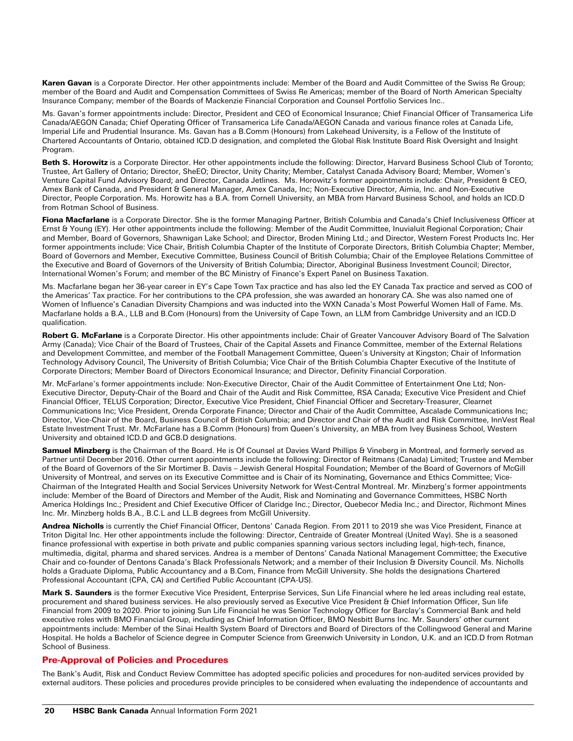**Karen Gavan** is a Corporate Director. Her other appointments include: Member of the Board and Audit Committee of the Swiss Re Group; member of the Board and Audit and Compensation Committees of Swiss Re Americas; member of the Board of North American Specialty Insurance Company; member of the Boards of Mackenzie Financial Corporation and Counsel Portfolio Services Inc..

Ms. Gavan's former appointments include: Director, President and CEO of Economical Insurance; Chief Financial Officer of Transamerica Life Canada/AEGON Canada; Chief Operating Officer of Transamerica Life Canada/AEGON Canada and various finance roles at Canada Life, Imperial Life and Prudential Insurance. Ms. Gavan has a B.Comm (Honours) from Lakehead University, is a Fellow of the Institute of Chartered Accountants of Ontario, obtained ICD.D designation, and completed the Global Risk Institute Board Risk Oversight and Insight Program.

**Beth S. Horowitz** is a Corporate Director. Her other appointments include the following: Director, Harvard Business School Club of Toronto; Trustee, Art Gallery of Ontario; Director, SheEO; Director, Unity Charity; Member, Catalyst Canada Advisory Board; Member, Women's Venture Capital Fund Advisory Board; and Director, Canada Jetlines. Ms. Horowitz's former appointments include: Chair, President & CEO, Amex Bank of Canada, and President & General Manager, Amex Canada, Inc; Non-Executive Director, Aimia, Inc. and Non-Executive Director, People Corporation. Ms. Horowitz has a B.A. from Cornell University, an MBA from Harvard Business School, and holds an ICD.D from Rotman School of Business.

**Fiona Macfarlane** is a Corporate Director. She is the former Managing Partner, British Columbia and Canada's Chief Inclusiveness Officer at Ernst & Young (EY). Her other appointments include the following: Member of the Audit Committee, Inuvialuit Regional Corporation; Chair and Member, Board of Governors, Shawnigan Lake School; and Director, Broden Mining Ltd.; and Director, Western Forest Products Inc. Her former appointments include: Vice Chair, British Columbia Chapter of the Institute of Corporate Directors, British Columbia Chapter; Member, Board of Governors and Member, Executive Committee, Business Council of British Columbia; Chair of the Employee Relations Committee of the Executive and Board of Governors of the University of British Columbia; Director, Aboriginal Business Investment Council; Director, International Women's Forum; and member of the BC Ministry of Finance's Expert Panel on Business Taxation.

Ms. Macfarlane began her 36-year career in EY's Cape Town Tax practice and has also led the EY Canada Tax practice and served as COO of the Americas' Tax practice. For her contributions to the CPA profession, she was awarded an honorary CA. She was also named one of Women of Influence's Canadian Diversity Champions and was inducted into the WXN Canada's Most Powerful Women Hall of Fame. Ms. Macfarlane holds a B.A., LLB and B.Com (Honours) from the University of Cape Town, an LLM from Cambridge University and an ICD.D qualification.

**Robert G. McFarlane** is a Corporate Director. His other appointments include: Chair of Greater Vancouver Advisory Board of The Salvation Army (Canada); Vice Chair of the Board of Trustees, Chair of the Capital Assets and Finance Committee, member of the External Relations and Development Committee, and member of the Football Management Committee, Queen's University at Kingston; Chair of Information Technology Advisory Council, The University of British Columbia; Vice Chair of the British Columbia Chapter Executive of the Institute of Corporate Directors; Member Board of Directors Economical Insurance; and Director, Definity Financial Corporation.

Mr. McFarlane's former appointments include: Non-Executive Director, Chair of the Audit Committee of Entertainment One Ltd; Non-Executive Director, Deputy-Chair of the Board and Chair of the Audit and Risk Committee, RSA Canada; Executive Vice President and Chief Financial Officer, TELUS Corporation; Director, Executive Vice President, Chief Financial Officer and Secretary-Treasurer, Clearnet Communications Inc; Vice President, Orenda Corporate Finance; Director and Chair of the Audit Committee, Ascalade Communications Inc; Director, Vice-Chair of the Board, Business Council of British Columbia; and Director and Chair of the Audit and Risk Committee, InnVest Real Estate Investment Trust. Mr. McFarlane has a B.Comm (Honours) from Queen's University, an MBA from Ivey Business School, Western University and obtained ICD.D and GCB.D designations.

**Samuel Minzberg** is the Chairman of the Board. He is Of Counsel at Davies Ward Phillips & Vineberg in Montreal, and formerly served as Partner until December 2016. Other current appointments include the following: Director of Reitmans (Canada) Limited; Trustee and Member of the Board of Governors of the Sir Mortimer B. Davis – Jewish General Hospital Foundation; Member of the Board of Governors of McGill University of Montreal, and serves on its Executive Committee and is Chair of its Nominating, Governance and Ethics Committee; Vice-Chairman of the Integrated Health and Social Services University Network for West-Central Montreal. Mr. Minzberg's former appointments include: Member of the Board of Directors and Member of the Audit, Risk and Nominating and Governance Committees, HSBC North America Holdings Inc.; President and Chief Executive Officer of Claridge Inc.; Director, Quebecor Media Inc.; and Director, Richmont Mines Inc. Mr. Minzberg holds B.A., B.C.L and LL.B degrees from McGill University.

**Andrea Nicholls** is currently the Chief Financial Officer, Dentons' Canada Region. From 2011 to 2019 she was Vice President, Finance at Triton Digital Inc. Her other appointments include the following: Director, Centraide of Greater Montreal (United Way). She is a seasoned finance professional with expertise in both private and public companies spanning various sectors including legal, high-tech, finance, multimedia, digital, pharma and shared services. Andrea is a member of Dentons' Canada National Management Committee; the Executive Chair and co-founder of Dentons Canada's Black Professionals Network; and a member of their Inclusion & Diversity Council. Ms. Nicholls holds a Graduate Diploma, Public Accountancy and a B.Com, Finance from McGill University. She holds the designations Chartered Professional Accountant (CPA, CA) and Certified Public Accountant (CPA-US).

**Mark S. Saunders** is the former Executive Vice President, Enterprise Services, Sun Life Financial where he led areas including real estate, procurement and shared business services. He also previously served as Executive Vice President & Chief Information Officer, Sun life Financial from 2009 to 2020. Prior to joining Sun Life Financial he was Senior Technology Officer for Barclay's Commercial Bank and held executive roles with BMO Financial Group, including as Chief Information Officer, BMO Nesbitt Burns Inc. Mr. Saunders' other current appointments include: Member of the Sinai Health System Board of Directors and Board of Directors of the Collingwood General and Marine Hospital. He holds a Bachelor of Science degree in Computer Science from Greenwich University in London, U.K. and an ICD.D from Rotman School of Business.

## Pre-Approval of Policies and Procedures

The Bank's Audit, Risk and Conduct Review Committee has adopted specific policies and procedures for non-audited services provided by external auditors. These policies and procedures provide principles to be considered when evaluating the independence of accountants and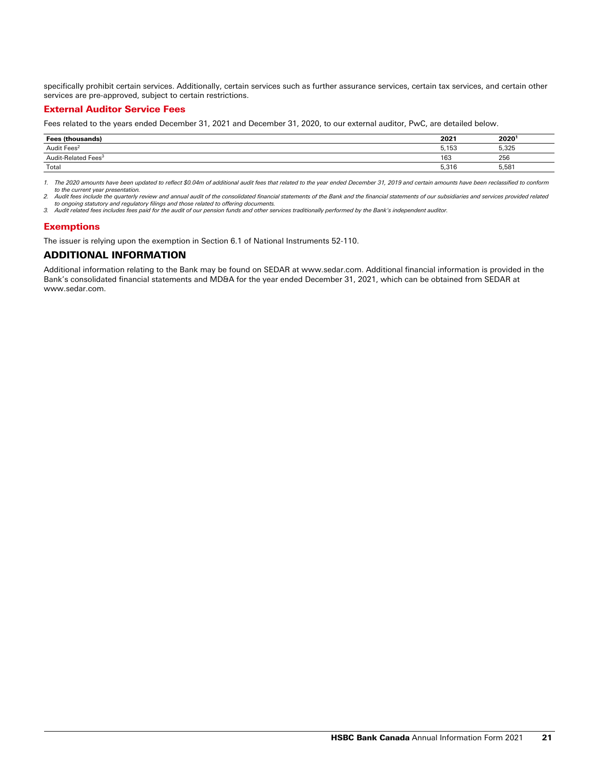specifically prohibit certain services. Additionally, certain services such as further assurance services, certain tax services, and certain other services are pre-approved, subject to certain restrictions.

### External Auditor Service Fees

Fees related to the years ended December 31, 2021 and December 31, 2020, to our external auditor, PwC, are detailed below.

| Fees (thousands) | 2021 | 2020[1] |
|---|---|---|
| Audit Fees[2] | 5,153 | 5,325 |
| Audit-Related Fees[3] | 163 | 256 |
| Total | 5,316 | 5,581 |

1. *The 2020 amounts have been updated to reflect $0.04m of additional audit fees that related to the year ended December 31, 2019 and certain amounts have been reclassified to conform to the current year presentation.*
2. *Audit fees include the quarterly review and annual audit of the consolidated financial statements of the Bank and the financial statements of our subsidiaries and services provided related to ongoing statutory and regulatory filings and those related to offering documents.*
3. *Audit related fees includes fees paid for the audit of our pension funds and other services traditionally performed by the Bank's independent auditor.*

### Exemptions

The issuer is relying upon the exemption in Section 6.1 of National Instruments 52-110.

## ADDITIONAL INFORMATION

Additional information relating to the Bank may be found on SEDAR at www.sedar.com. Additional financial information is provided in the Bank's consolidated financial statements and MD&A for the year ended December 31, 2021, which can be obtained from SEDAR at www.sedar.com.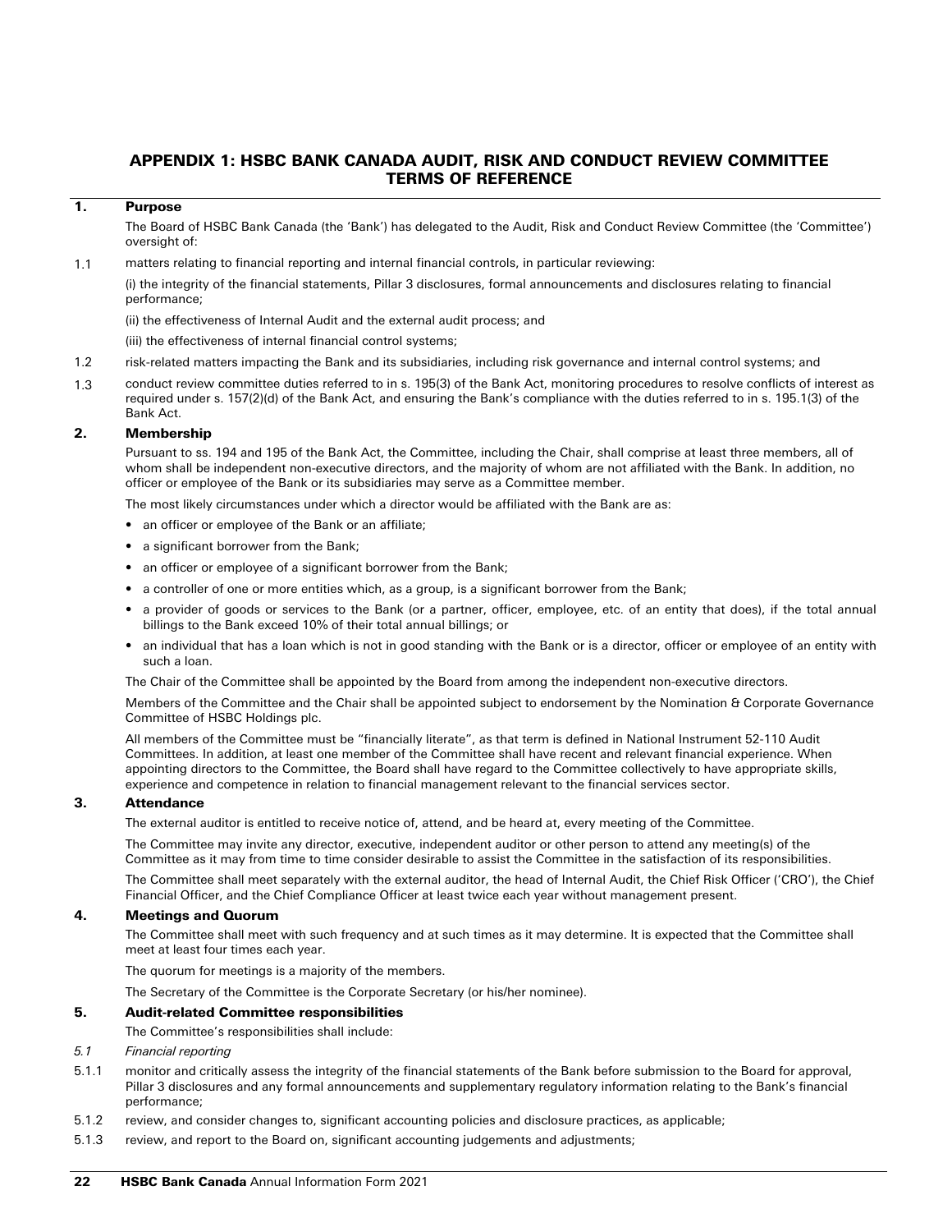## APPENDIX 1: HSBC BANK CANADA AUDIT, RISK AND CONDUCT REVIEW COMMITTEE TERMS OF REFERENCE

### 1. Purpose

The Board of HSBC Bank Canada (the 'Bank') has delegated to the Audit, Risk and Conduct Review Committee (the 'Committee') oversight of:

1.1 matters relating to financial reporting and internal financial controls, in particular reviewing:

(i) the integrity of the financial statements, Pillar 3 disclosures, formal announcements and disclosures relating to financial performance;

(ii) the effectiveness of Internal Audit and the external audit process; and

(iii) the effectiveness of internal financial control systems;

1.2 risk-related matters impacting the Bank and its subsidiaries, including risk governance and internal control systems; and

1.3 conduct review committee duties referred to in s. 195(3) of the Bank Act, monitoring procedures to resolve conflicts of interest as required under s. 157(2)(d) of the Bank Act, and ensuring the Bank's compliance with the duties referred to in s. 195.1(3) of the Bank Act.

### 2. Membership

Pursuant to ss. 194 and 195 of the Bank Act, the Committee, including the Chair, shall comprise at least three members, all of whom shall be independent non-executive directors, and the majority of whom are not affiliated with the Bank. In addition, no officer or employee of the Bank or its subsidiaries may serve as a Committee member.

The most likely circumstances under which a director would be affiliated with the Bank are as:

- an officer or employee of the Bank or an affiliate;
- a significant borrower from the Bank;
- an officer or employee of a significant borrower from the Bank;
- a controller of one or more entities which, as a group, is a significant borrower from the Bank;
- a provider of goods or services to the Bank (or a partner, officer, employee, etc. of an entity that does), if the total annual billings to the Bank exceed 10% of their total annual billings; or
- an individual that has a loan which is not in good standing with the Bank or is a director, officer or employee of an entity with such a loan.

The Chair of the Committee shall be appointed by the Board from among the independent non-executive directors.

Members of the Committee and the Chair shall be appointed subject to endorsement by the Nomination & Corporate Governance Committee of HSBC Holdings plc.

All members of the Committee must be "financially literate", as that term is defined in National Instrument 52-110 Audit Committees. In addition, at least one member of the Committee shall have recent and relevant financial experience. When appointing directors to the Committee, the Board shall have regard to the Committee collectively to have appropriate skills, experience and competence in relation to financial management relevant to the financial services sector.

### 3. Attendance

The external auditor is entitled to receive notice of, attend, and be heard at, every meeting of the Committee.

The Committee may invite any director, executive, independent auditor or other person to attend any meeting(s) of the Committee as it may from time to time consider desirable to assist the Committee in the satisfaction of its responsibilities.

The Committee shall meet separately with the external auditor, the head of Internal Audit, the Chief Risk Officer ('CRO'), the Chief Financial Officer, and the Chief Compliance Officer at least twice each year without management present.

### 4. Meetings and Quorum

The Committee shall meet with such frequency and at such times as it may determine. It is expected that the Committee shall meet at least four times each year.

The quorum for meetings is a majority of the members.

The Secretary of the Committee is the Corporate Secretary (or his/her nominee).

### 5. Audit-related Committee responsibilities

The Committee's responsibilities shall include:

*5.1 Financial reporting*

5.1.1 monitor and critically assess the integrity of the financial statements of the Bank before submission to the Board for approval, Pillar 3 disclosures and any formal announcements and supplementary regulatory information relating to the Bank's financial performance;

5.1.2 review, and consider changes to, significant accounting policies and disclosure practices, as applicable;

5.1.3 review, and report to the Board on, significant accounting judgements and adjustments;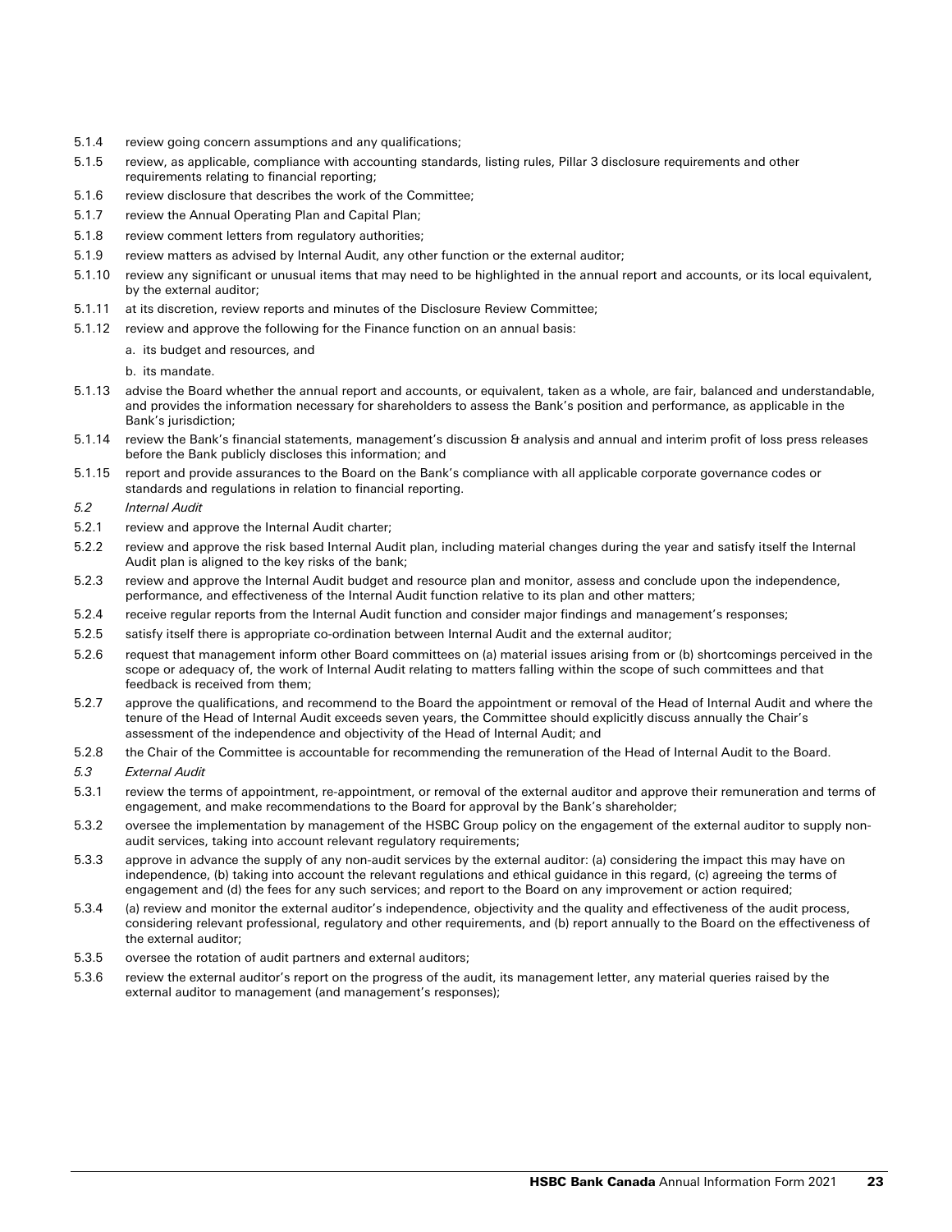5.1.4 review going concern assumptions and any qualifications;

5.1.5 review, as applicable, compliance with accounting standards, listing rules, Pillar 3 disclosure requirements and other requirements relating to financial reporting;

5.1.6 review disclosure that describes the work of the Committee;

5.1.7 review the Annual Operating Plan and Capital Plan;

5.1.8 review comment letters from regulatory authorities;

5.1.9 review matters as advised by Internal Audit, any other function or the external auditor;

5.1.10 review any significant or unusual items that may need to be highlighted in the annual report and accounts, or its local equivalent, by the external auditor;

5.1.11 at its discretion, review reports and minutes of the Disclosure Review Committee;

5.1.12 review and approve the following for the Finance function on an annual basis:

a. its budget and resources, and

b. its mandate.

5.1.13 advise the Board whether the annual report and accounts, or equivalent, taken as a whole, are fair, balanced and understandable, and provides the information necessary for shareholders to assess the Bank's position and performance, as applicable in the Bank's jurisdiction;

5.1.14 review the Bank's financial statements, management's discussion & analysis and annual and interim profit of loss press releases before the Bank publicly discloses this information; and

5.1.15 report and provide assurances to the Board on the Bank's compliance with all applicable corporate governance codes or standards and regulations in relation to financial reporting.

*5.2 Internal Audit*

5.2.1 review and approve the Internal Audit charter;

5.2.2 review and approve the risk based Internal Audit plan, including material changes during the year and satisfy itself the Internal Audit plan is aligned to the key risks of the bank;

5.2.3 review and approve the Internal Audit budget and resource plan and monitor, assess and conclude upon the independence, performance, and effectiveness of the Internal Audit function relative to its plan and other matters;

5.2.4 receive regular reports from the Internal Audit function and consider major findings and management's responses;

5.2.5 satisfy itself there is appropriate co-ordination between Internal Audit and the external auditor;

5.2.6 request that management inform other Board committees on (a) material issues arising from or (b) shortcomings perceived in the scope or adequacy of, the work of Internal Audit relating to matters falling within the scope of such committees and that feedback is received from them;

5.2.7 approve the qualifications, and recommend to the Board the appointment or removal of the Head of Internal Audit and where the tenure of the Head of Internal Audit exceeds seven years, the Committee should explicitly discuss annually the Chair's assessment of the independence and objectivity of the Head of Internal Audit; and

5.2.8 the Chair of the Committee is accountable for recommending the remuneration of the Head of Internal Audit to the Board.

*5.3 External Audit*

5.3.1 review the terms of appointment, re-appointment, or removal of the external auditor and approve their remuneration and terms of engagement, and make recommendations to the Board for approval by the Bank's shareholder;

5.3.2 oversee the implementation by management of the HSBC Group policy on the engagement of the external auditor to supply non-audit services, taking into account relevant regulatory requirements;

5.3.3 approve in advance the supply of any non-audit services by the external auditor: (a) considering the impact this may have on independence, (b) taking into account the relevant regulations and ethical guidance in this regard, (c) agreeing the terms of engagement and (d) the fees for any such services; and report to the Board on any improvement or action required;

5.3.4 (a) review and monitor the external auditor's independence, objectivity and the quality and effectiveness of the audit process, considering relevant professional, regulatory and other requirements, and (b) report annually to the Board on the effectiveness of the external auditor;

5.3.5 oversee the rotation of audit partners and external auditors;

5.3.6 review the external auditor's report on the progress of the audit, its management letter, any material queries raised by the external auditor to management (and management's responses);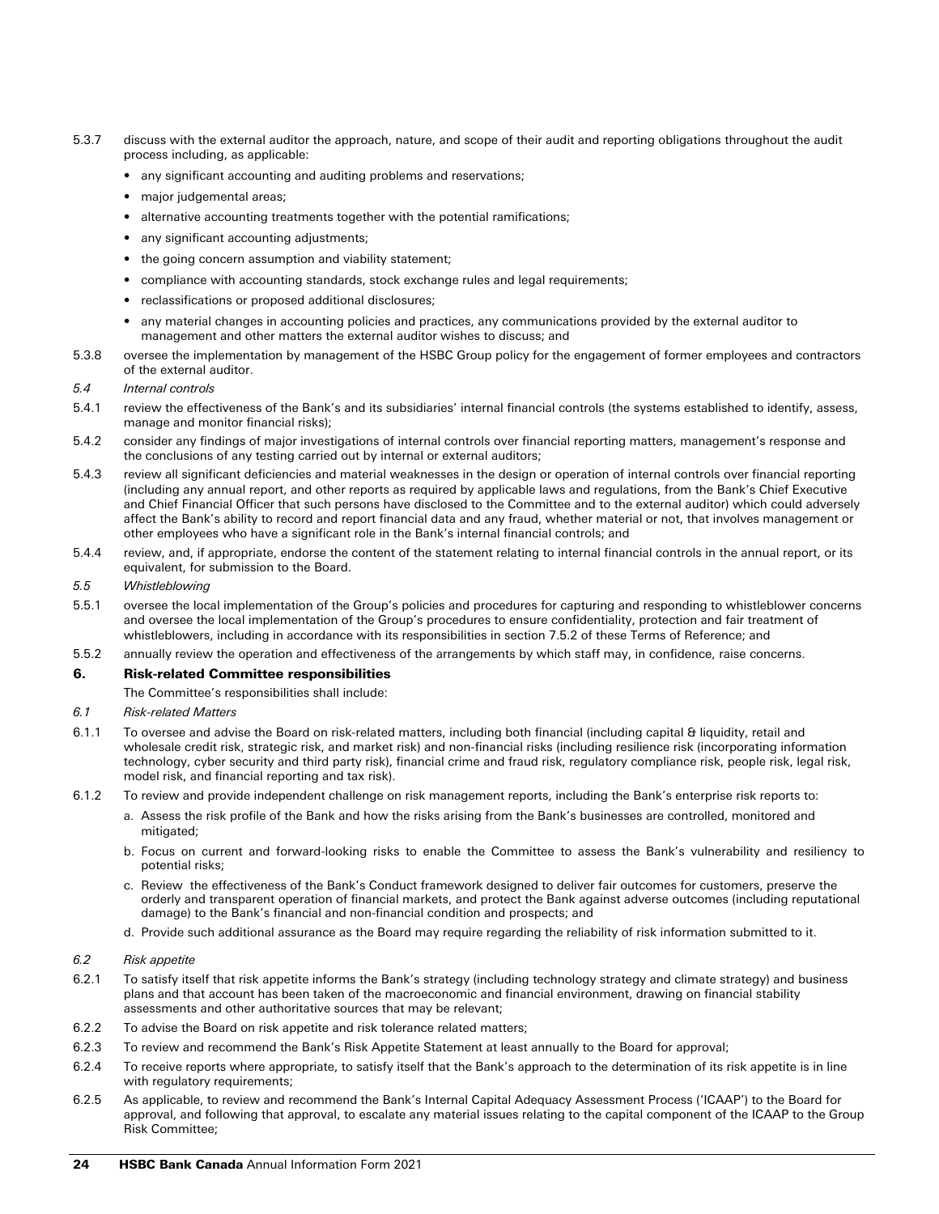5.3.7 discuss with the external auditor the approach, nature, and scope of their audit and reporting obligations throughout the audit process including, as applicable:

- any significant accounting and auditing problems and reservations;
- major judgemental areas;
- alternative accounting treatments together with the potential ramifications;
- any significant accounting adjustments;
- the going concern assumption and viability statement;
- compliance with accounting standards, stock exchange rules and legal requirements;
- reclassifications or proposed additional disclosures;
- any material changes in accounting policies and practices, any communications provided by the external auditor to management and other matters the external auditor wishes to discuss; and

5.3.8 oversee the implementation by management of the HSBC Group policy for the engagement of former employees and contractors of the external auditor.

*5.4 Internal controls*

5.4.1 review the effectiveness of the Bank's and its subsidiaries' internal financial controls (the systems established to identify, assess, manage and monitor financial risks);

5.4.2 consider any findings of major investigations of internal controls over financial reporting matters, management's response and the conclusions of any testing carried out by internal or external auditors;

5.4.3 review all significant deficiencies and material weaknesses in the design or operation of internal controls over financial reporting (including any annual report, and other reports as required by applicable laws and regulations, from the Bank's Chief Executive and Chief Financial Officer that such persons have disclosed to the Committee and to the external auditor) which could adversely affect the Bank's ability to record and report financial data and any fraud, whether material or not, that involves management or other employees who have a significant role in the Bank's internal financial controls; and

5.4.4 review, and, if appropriate, endorse the content of the statement relating to internal financial controls in the annual report, or its equivalent, for submission to the Board.

*5.5 Whistleblowing*

5.5.1 oversee the local implementation of the Group's policies and procedures for capturing and responding to whistleblower concerns and oversee the local implementation of the Group's procedures to ensure confidentiality, protection and fair treatment of whistleblowers, including in accordance with its responsibilities in section 7.5.2 of these Terms of Reference; and

5.5.2 annually review the operation and effectiveness of the arrangements by which staff may, in confidence, raise concerns.

## 6. Risk-related Committee responsibilities

The Committee's responsibilities shall include:

*6.1 Risk-related Matters*

6.1.1 To oversee and advise the Board on risk-related matters, including both financial (including capital & liquidity, retail and wholesale credit risk, strategic risk, and market risk) and non-financial risks (including resilience risk (incorporating information technology, cyber security and third party risk), financial crime and fraud risk, regulatory compliance risk, people risk, legal risk, model risk, and financial reporting and tax risk).

6.1.2 To review and provide independent challenge on risk management reports, including the Bank's enterprise risk reports to:

a. Assess the risk profile of the Bank and how the risks arising from the Bank's businesses are controlled, monitored and mitigated;

b. Focus on current and forward-looking risks to enable the Committee to assess the Bank's vulnerability and resiliency to potential risks;

c. Review the effectiveness of the Bank's Conduct framework designed to deliver fair outcomes for customers, preserve the orderly and transparent operation of financial markets, and protect the Bank against adverse outcomes (including reputational damage) to the Bank's financial and non-financial condition and prospects; and

d. Provide such additional assurance as the Board may require regarding the reliability of risk information submitted to it.

*6.2 Risk appetite*

6.2.1 To satisfy itself that risk appetite informs the Bank's strategy (including technology strategy and climate strategy) and business plans and that account has been taken of the macroeconomic and financial environment, drawing on financial stability assessments and other authoritative sources that may be relevant;

6.2.2 To advise the Board on risk appetite and risk tolerance related matters;

6.2.3 To review and recommend the Bank's Risk Appetite Statement at least annually to the Board for approval;

6.2.4 To receive reports where appropriate, to satisfy itself that the Bank's approach to the determination of its risk appetite is in line with regulatory requirements;

6.2.5 As applicable, to review and recommend the Bank's Internal Capital Adequacy Assessment Process ('ICAAP') to the Board for approval, and following that approval, to escalate any material issues relating to the capital component of the ICAAP to the Group Risk Committee;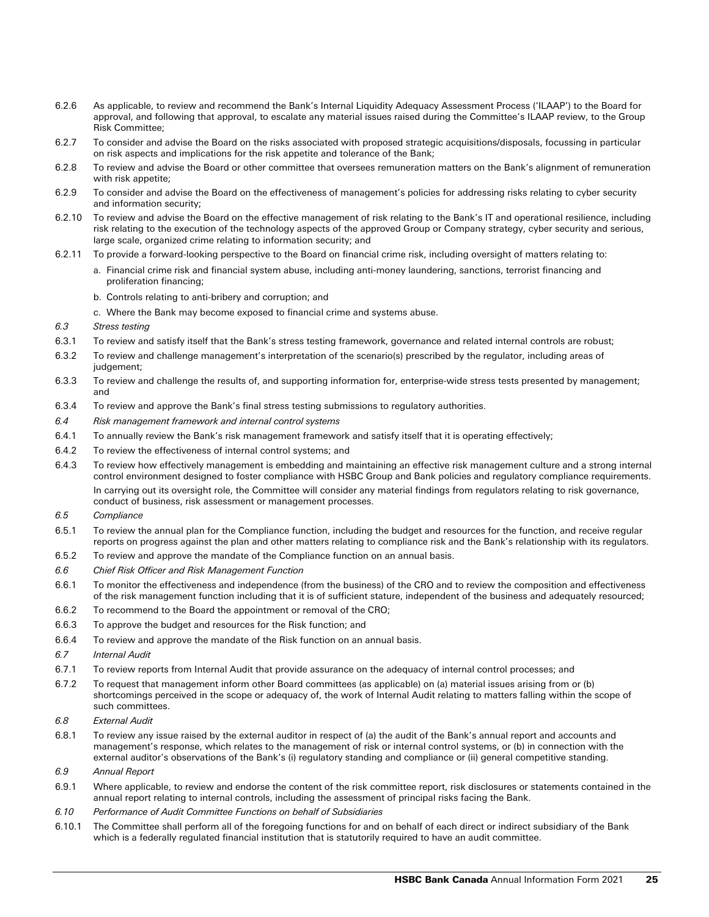6.2.6 As applicable, to review and recommend the Bank's Internal Liquidity Adequacy Assessment Process ('ILAAP') to the Board for approval, and following that approval, to escalate any material issues raised during the Committee's ILAAP review, to the Group Risk Committee;

6.2.7 To consider and advise the Board on the risks associated with proposed strategic acquisitions/disposals, focussing in particular on risk aspects and implications for the risk appetite and tolerance of the Bank;

6.2.8 To review and advise the Board or other committee that oversees remuneration matters on the Bank's alignment of remuneration with risk appetite;

6.2.9 To consider and advise the Board on the effectiveness of management's policies for addressing risks relating to cyber security and information security;

6.2.10 To review and advise the Board on the effective management of risk relating to the Bank's IT and operational resilience, including risk relating to the execution of the technology aspects of the approved Group or Company strategy, cyber security and serious, large scale, organized crime relating to information security; and

6.2.11 To provide a forward-looking perspective to the Board on financial crime risk, including oversight of matters relating to:

a. Financial crime risk and financial system abuse, including anti-money laundering, sanctions, terrorist financing and proliferation financing;

b. Controls relating to anti-bribery and corruption; and

c. Where the Bank may become exposed to financial crime and systems abuse.

*6.3 Stress testing*

6.3.1 To review and satisfy itself that the Bank's stress testing framework, governance and related internal controls are robust;

6.3.2 To review and challenge management's interpretation of the scenario(s) prescribed by the regulator, including areas of judgement;

6.3.3 To review and challenge the results of, and supporting information for, enterprise-wide stress tests presented by management; and

6.3.4 To review and approve the Bank's final stress testing submissions to regulatory authorities.

*6.4 Risk management framework and internal control systems*

6.4.1 To annually review the Bank's risk management framework and satisfy itself that it is operating effectively;

6.4.2 To review the effectiveness of internal control systems; and

6.4.3 To review how effectively management is embedding and maintaining an effective risk management culture and a strong internal control environment designed to foster compliance with HSBC Group and Bank policies and regulatory compliance requirements.

In carrying out its oversight role, the Committee will consider any material findings from regulators relating to risk governance, conduct of business, risk assessment or management processes.

*6.5 Compliance*

6.5.1 To review the annual plan for the Compliance function, including the budget and resources for the function, and receive regular reports on progress against the plan and other matters relating to compliance risk and the Bank's relationship with its regulators.

6.5.2 To review and approve the mandate of the Compliance function on an annual basis.

*6.6 Chief Risk Officer and Risk Management Function*

6.6.1 To monitor the effectiveness and independence (from the business) of the CRO and to review the composition and effectiveness of the risk management function including that it is of sufficient stature, independent of the business and adequately resourced;

6.6.2 To recommend to the Board the appointment or removal of the CRO;

6.6.3 To approve the budget and resources for the Risk function; and

6.6.4 To review and approve the mandate of the Risk function on an annual basis.

*6.7 Internal Audit*

6.7.1 To review reports from Internal Audit that provide assurance on the adequacy of internal control processes; and

6.7.2 To request that management inform other Board committees (as applicable) on (a) material issues arising from or (b) shortcomings perceived in the scope or adequacy of, the work of Internal Audit relating to matters falling within the scope of such committees.

*6.8 External Audit*

6.8.1 To review any issue raised by the external auditor in respect of (a) the audit of the Bank's annual report and accounts and management's response, which relates to the management of risk or internal control systems, or (b) in connection with the external auditor's observations of the Bank's (i) regulatory standing and compliance or (ii) general competitive standing.

*6.9 Annual Report*

6.9.1 Where applicable, to review and endorse the content of the risk committee report, risk disclosures or statements contained in the annual report relating to internal controls, including the assessment of principal risks facing the Bank.

*6.10 Performance of Audit Committee Functions on behalf of Subsidiaries*

6.10.1 The Committee shall perform all of the foregoing functions for and on behalf of each direct or indirect subsidiary of the Bank which is a federally regulated financial institution that is statutorily required to have an audit committee.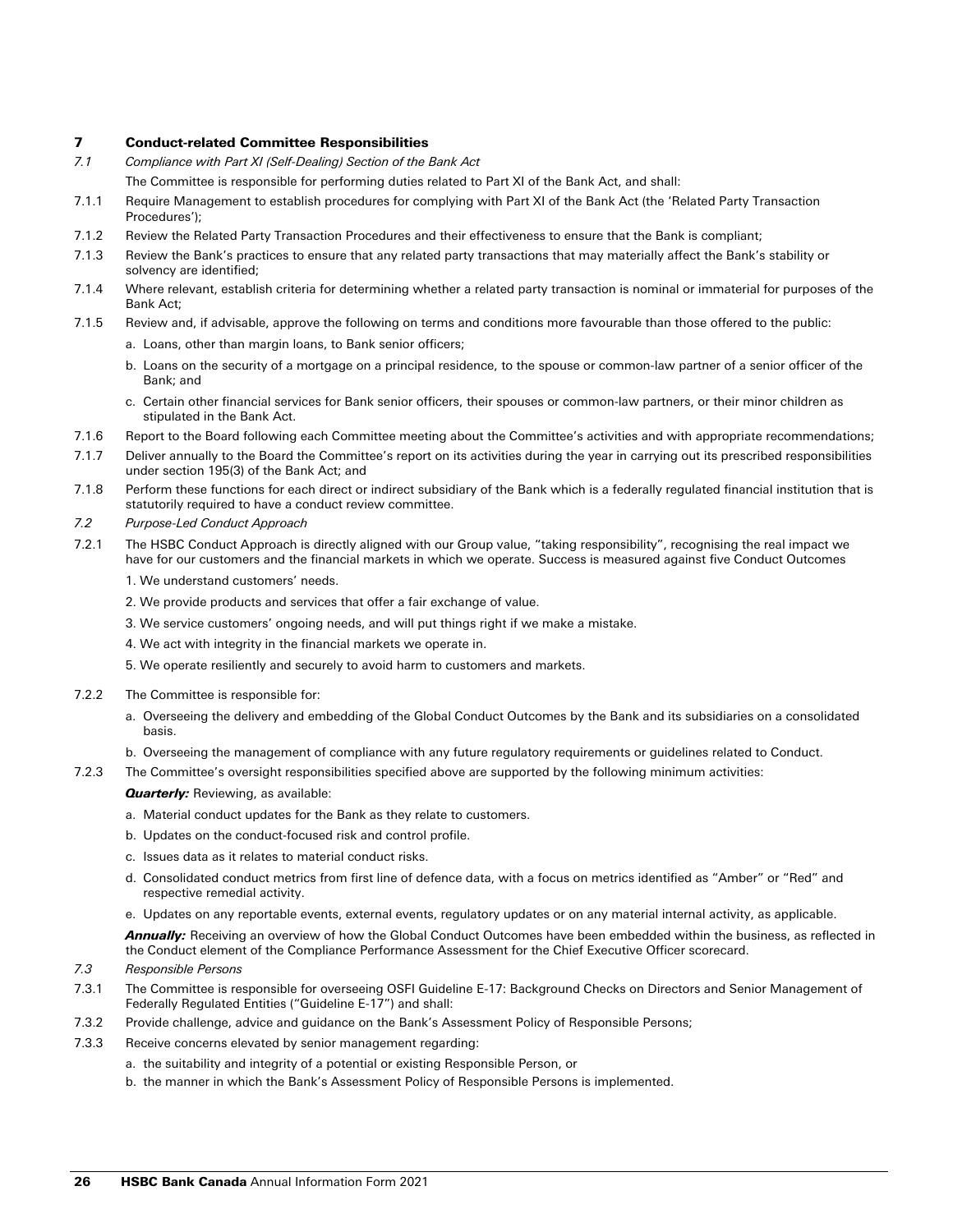## 7 Conduct-related Committee Responsibilities

*7.1 Compliance with Part XI (Self-Dealing) Section of the Bank Act*

The Committee is responsible for performing duties related to Part XI of the Bank Act, and shall:

7.1.1 Require Management to establish procedures for complying with Part XI of the Bank Act (the 'Related Party Transaction Procedures');

7.1.2 Review the Related Party Transaction Procedures and their effectiveness to ensure that the Bank is compliant;

7.1.3 Review the Bank's practices to ensure that any related party transactions that may materially affect the Bank's stability or solvency are identified;

7.1.4 Where relevant, establish criteria for determining whether a related party transaction is nominal or immaterial for purposes of the Bank Act;

7.1.5 Review and, if advisable, approve the following on terms and conditions more favourable than those offered to the public:

a. Loans, other than margin loans, to Bank senior officers;

b. Loans on the security of a mortgage on a principal residence, to the spouse or common-law partner of a senior officer of the Bank; and

c. Certain other financial services for Bank senior officers, their spouses or common-law partners, or their minor children as stipulated in the Bank Act.

7.1.6 Report to the Board following each Committee meeting about the Committee's activities and with appropriate recommendations;

7.1.7 Deliver annually to the Board the Committee's report on its activities during the year in carrying out its prescribed responsibilities under section 195(3) of the Bank Act; and

7.1.8 Perform these functions for each direct or indirect subsidiary of the Bank which is a federally regulated financial institution that is statutorily required to have a conduct review committee.

*7.2 Purpose-Led Conduct Approach*

7.2.1 The HSBC Conduct Approach is directly aligned with our Group value, "taking responsibility", recognising the real impact we have for our customers and the financial markets in which we operate. Success is measured against five Conduct Outcomes

1. We understand customers' needs.
2. We provide products and services that offer a fair exchange of value.
3. We service customers' ongoing needs, and will put things right if we make a mistake.
4. We act with integrity in the financial markets we operate in.
5. We operate resiliently and securely to avoid harm to customers and markets.

7.2.2 The Committee is responsible for:

a. Overseeing the delivery and embedding of the Global Conduct Outcomes by the Bank and its subsidiaries on a consolidated basis.

b. Overseeing the management of compliance with any future regulatory requirements or guidelines related to Conduct.

7.2.3 The Committee's oversight responsibilities specified above are supported by the following minimum activities:

***Quarterly:*** Reviewing, as available:

a. Material conduct updates for the Bank as they relate to customers.

b. Updates on the conduct-focused risk and control profile.

c. Issues data as it relates to material conduct risks.

d. Consolidated conduct metrics from first line of defence data, with a focus on metrics identified as "Amber" or "Red" and respective remedial activity.

e. Updates on any reportable events, external events, regulatory updates or on any material internal activity, as applicable.

***Annually:*** Receiving an overview of how the Global Conduct Outcomes have been embedded within the business, as reflected in the Conduct element of the Compliance Performance Assessment for the Chief Executive Officer scorecard.

*7.3 Responsible Persons*

7.3.1 The Committee is responsible for overseeing OSFI Guideline E-17: Background Checks on Directors and Senior Management of Federally Regulated Entities ("Guideline E-17") and shall:

7.3.2 Provide challenge, advice and guidance on the Bank's Assessment Policy of Responsible Persons;

7.3.3 Receive concerns elevated by senior management regarding:

a. the suitability and integrity of a potential or existing Responsible Person, or

b. the manner in which the Bank's Assessment Policy of Responsible Persons is implemented.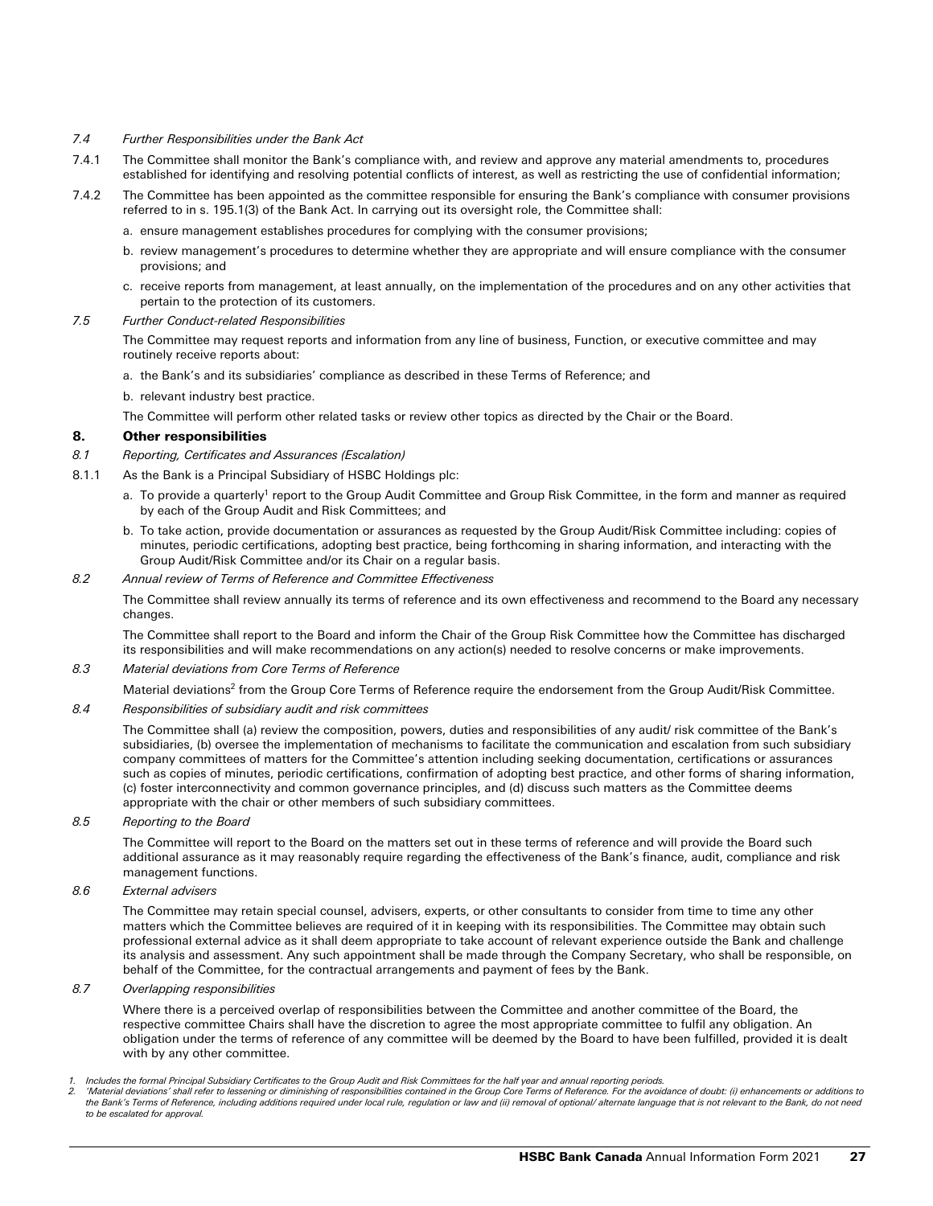*7.4 Further Responsibilities under the Bank Act*

7.4.1 The Committee shall monitor the Bank's compliance with, and review and approve any material amendments to, procedures established for identifying and resolving potential conflicts of interest, as well as restricting the use of confidential information;

7.4.2 The Committee has been appointed as the committee responsible for ensuring the Bank's compliance with consumer provisions referred to in s. 195.1(3) of the Bank Act. In carrying out its oversight role, the Committee shall:

a. ensure management establishes procedures for complying with the consumer provisions;

b. review management's procedures to determine whether they are appropriate and will ensure compliance with the consumer provisions; and

c. receive reports from management, at least annually, on the implementation of the procedures and on any other activities that pertain to the protection of its customers.

*7.5 Further Conduct-related Responsibilities*

The Committee may request reports and information from any line of business, Function, or executive committee and may routinely receive reports about:

a. the Bank's and its subsidiaries' compliance as described in these Terms of Reference; and

b. relevant industry best practice.

The Committee will perform other related tasks or review other topics as directed by the Chair or the Board.

## 8. Other responsibilities

*8.1 Reporting, Certificates and Assurances (Escalation)*

8.1.1 As the Bank is a Principal Subsidiary of HSBC Holdings plc:

a. To provide a quarterly[1] report to the Group Audit Committee and Group Risk Committee, in the form and manner as required by each of the Group Audit and Risk Committees; and

b. To take action, provide documentation or assurances as requested by the Group Audit/Risk Committee including: copies of minutes, periodic certifications, adopting best practice, being forthcoming in sharing information, and interacting with the Group Audit/Risk Committee and/or its Chair on a regular basis.

*8.2 Annual review of Terms of Reference and Committee Effectiveness*

The Committee shall review annually its terms of reference and its own effectiveness and recommend to the Board any necessary changes.

The Committee shall report to the Board and inform the Chair of the Group Risk Committee how the Committee has discharged its responsibilities and will make recommendations on any action(s) needed to resolve concerns or make improvements.

*8.3 Material deviations from Core Terms of Reference*

Material deviations[2] from the Group Core Terms of Reference require the endorsement from the Group Audit/Risk Committee.

*8.4 Responsibilities of subsidiary audit and risk committees*

The Committee shall (a) review the composition, powers, duties and responsibilities of any audit/ risk committee of the Bank's subsidiaries, (b) oversee the implementation of mechanisms to facilitate the communication and escalation from such subsidiary company committees of matters for the Committee's attention including seeking documentation, certifications or assurances such as copies of minutes, periodic certifications, confirmation of adopting best practice, and other forms of sharing information, (c) foster interconnectivity and common governance principles, and (d) discuss such matters as the Committee deems appropriate with the chair or other members of such subsidiary committees.

*8.5 Reporting to the Board*

The Committee will report to the Board on the matters set out in these terms of reference and will provide the Board such additional assurance as it may reasonably require regarding the effectiveness of the Bank's finance, audit, compliance and risk management functions.

*8.6 External advisers*

The Committee may retain special counsel, advisers, experts, or other consultants to consider from time to time any other matters which the Committee believes are required of it in keeping with its responsibilities. The Committee may obtain such professional external advice as it shall deem appropriate to take account of relevant experience outside the Bank and challenge its analysis and assessment. Any such appointment shall be made through the Company Secretary, who shall be responsible, on behalf of the Committee, for the contractual arrangements and payment of fees by the Bank.

*8.7 Overlapping responsibilities*

Where there is a perceived overlap of responsibilities between the Committee and another committee of the Board, the respective committee Chairs shall have the discretion to agree the most appropriate committee to fulfil any obligation. An obligation under the terms of reference of any committee will be deemed by the Board to have been fulfilled, provided it is dealt with by any other committee.

*1. Includes the formal Principal Subsidiary Certificates to the Group Audit and Risk Committees for the half year and annual reporting periods.*

*2. 'Material deviations' shall refer to lessening or diminishing of responsibilities contained in the Group Core Terms of Reference. For the avoidance of doubt: (i) enhancements or additions to the Bank's Terms of Reference, including additions required under local rule, regulation or law and (ii) removal of optional/ alternate language that is not relevant to the Bank, do not need to be escalated for approval.*